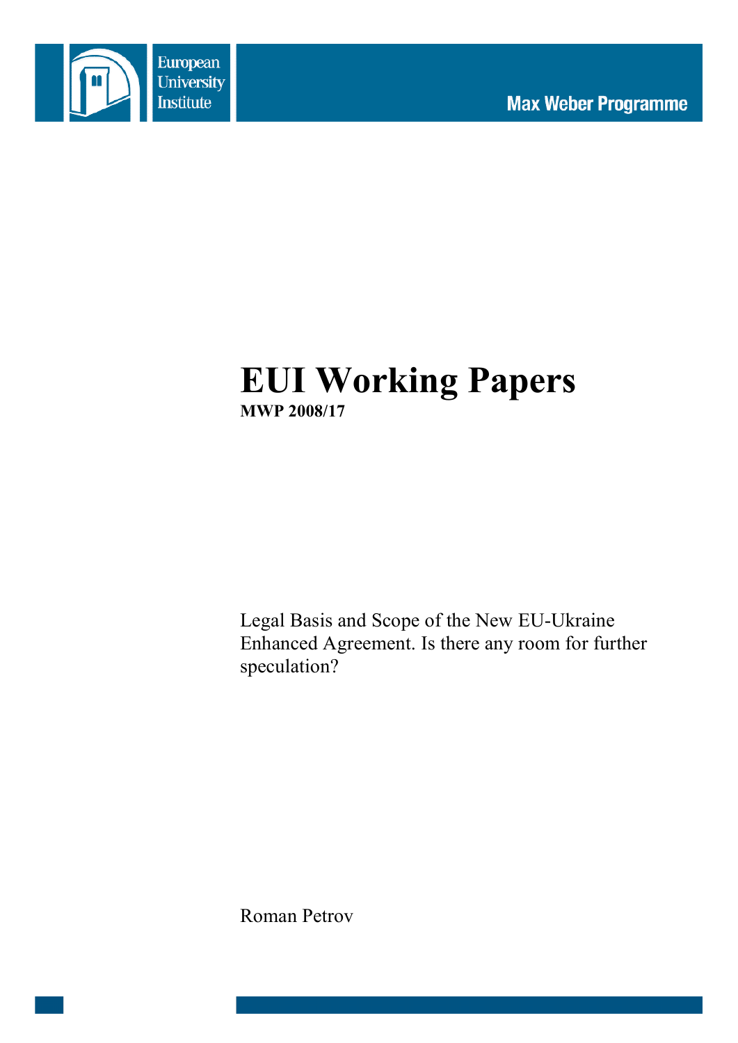European University Institute

Max Weber Programme

# EUI Working Papers

**MWP 2008/17**

Legal Basis and Scope of the New EU-Ukraine Enhanced Agreement. Is there any room for further speculation?

Roman Petrov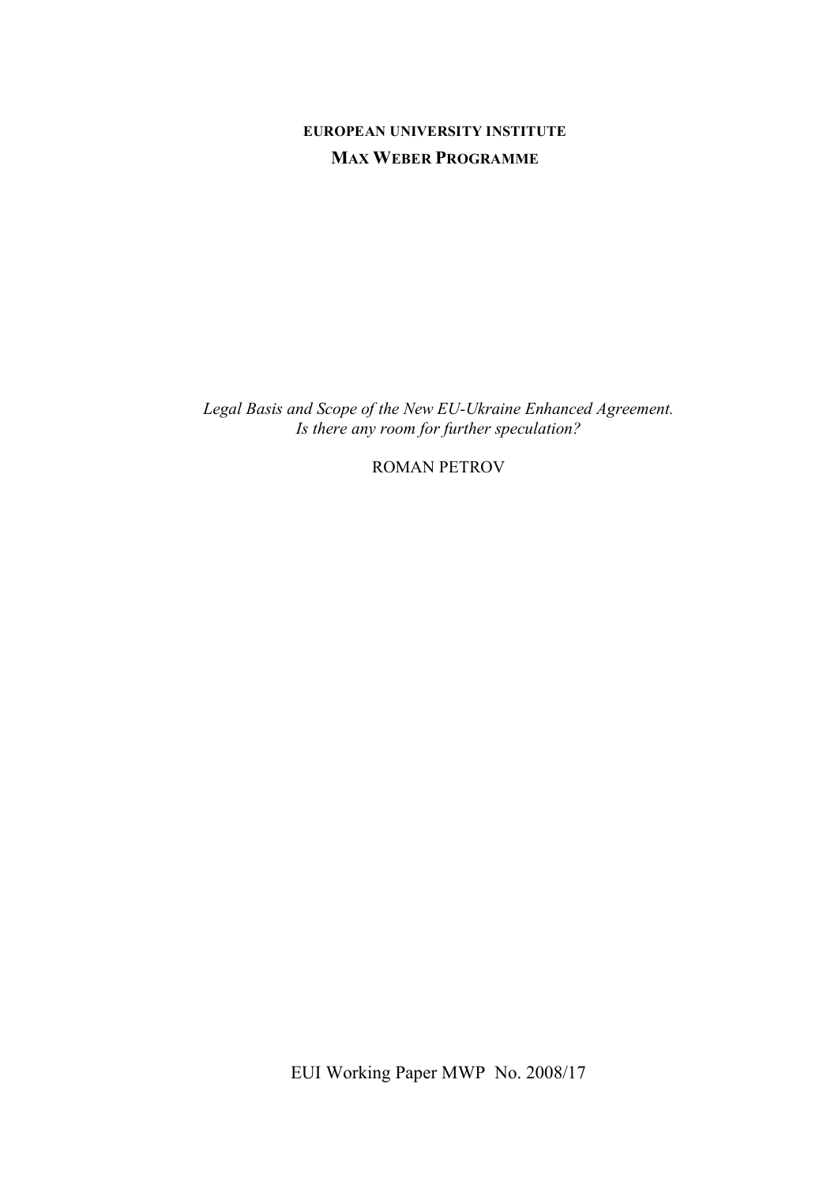**EUROPEAN UNIVERSITY INSTITUTE**

**MAX WEBER PROGRAMME**

*Legal Basis and Scope of the New EU-Ukraine Enhanced Agreement. Is there any room for further speculation?*

ROMAN PETROV

EUI Working Paper MWP No. 2008/17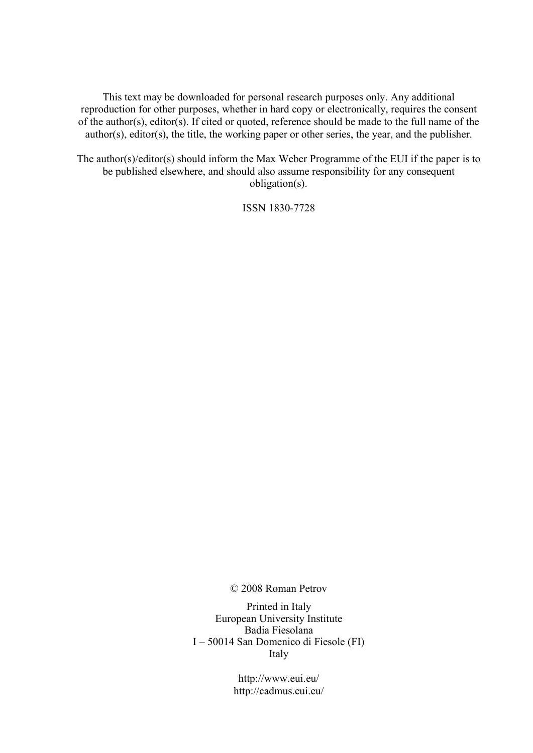This text may be downloaded for personal research purposes only. Any additional reproduction for other purposes, whether in hard copy or electronically, requires the consent of the author(s), editor(s). If cited or quoted, reference should be made to the full name of the author(s), editor(s), the title, the working paper or other series, the year, and the publisher.

The author(s)/editor(s) should inform the Max Weber Programme of the EUI if the paper is to be published elsewhere, and should also assume responsibility for any consequent obligation(s).

ISSN 1830-7728

© 2008 Roman Petrov

Printed in Italy
European University Institute
Badia Fiesolana
I – 50014 San Domenico di Fiesole (FI)
Italy

http://www.eui.eu/
http://cadmus.eui.eu/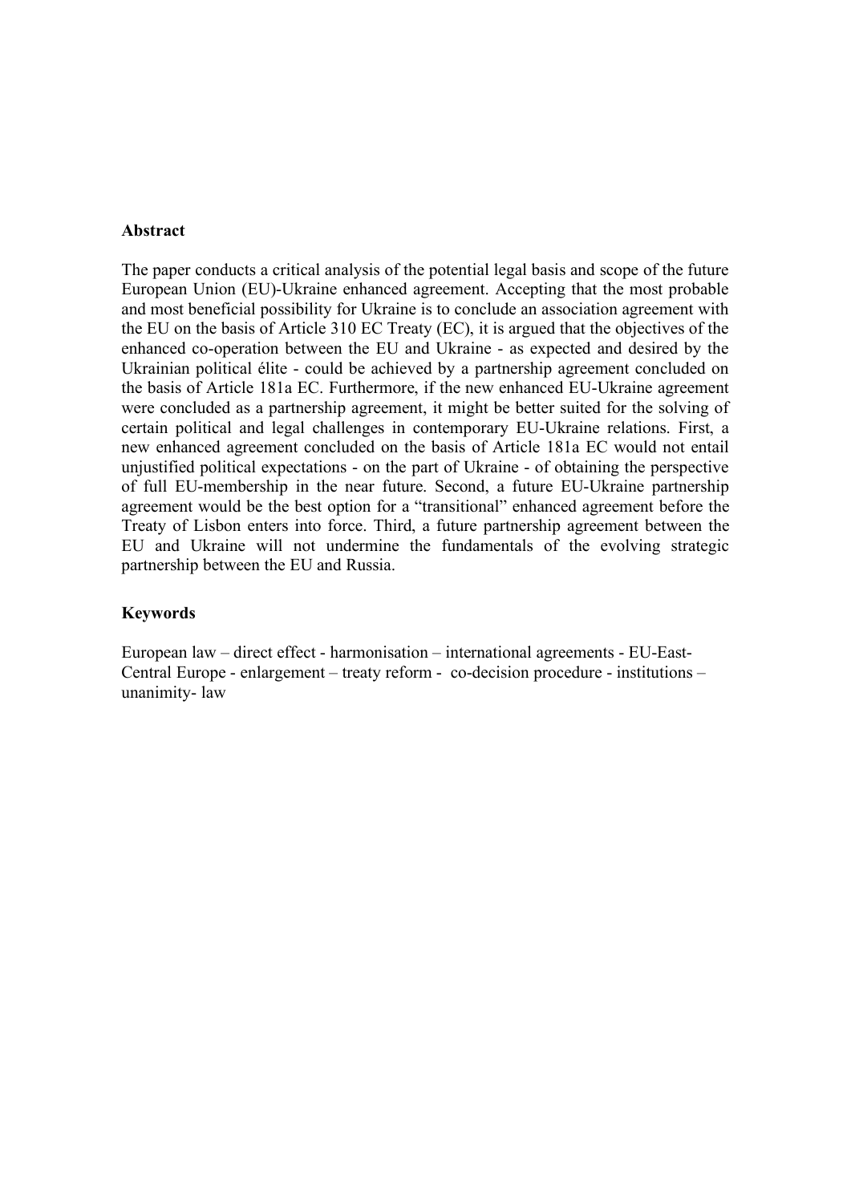**Abstract**

The paper conducts a critical analysis of the potential legal basis and scope of the future European Union (EU)-Ukraine enhanced agreement. Accepting that the most probable and most beneficial possibility for Ukraine is to conclude an association agreement with the EU on the basis of Article 310 EC Treaty (EC), it is argued that the objectives of the enhanced co-operation between the EU and Ukraine - as expected and desired by the Ukrainian political élite - could be achieved by a partnership agreement concluded on the basis of Article 181a EC. Furthermore, if the new enhanced EU-Ukraine agreement were concluded as a partnership agreement, it might be better suited for the solving of certain political and legal challenges in contemporary EU-Ukraine relations. First, a new enhanced agreement concluded on the basis of Article 181a EC would not entail unjustified political expectations - on the part of Ukraine - of obtaining the perspective of full EU-membership in the near future. Second, a future EU-Ukraine partnership agreement would be the best option for a "transitional" enhanced agreement before the Treaty of Lisbon enters into force. Third, a future partnership agreement between the EU and Ukraine will not undermine the fundamentals of the evolving strategic partnership between the EU and Russia.

**Keywords**

European law – direct effect - harmonisation – international agreements - EU-East-Central Europe - enlargement – treaty reform - co-decision procedure - institutions – unanimity- law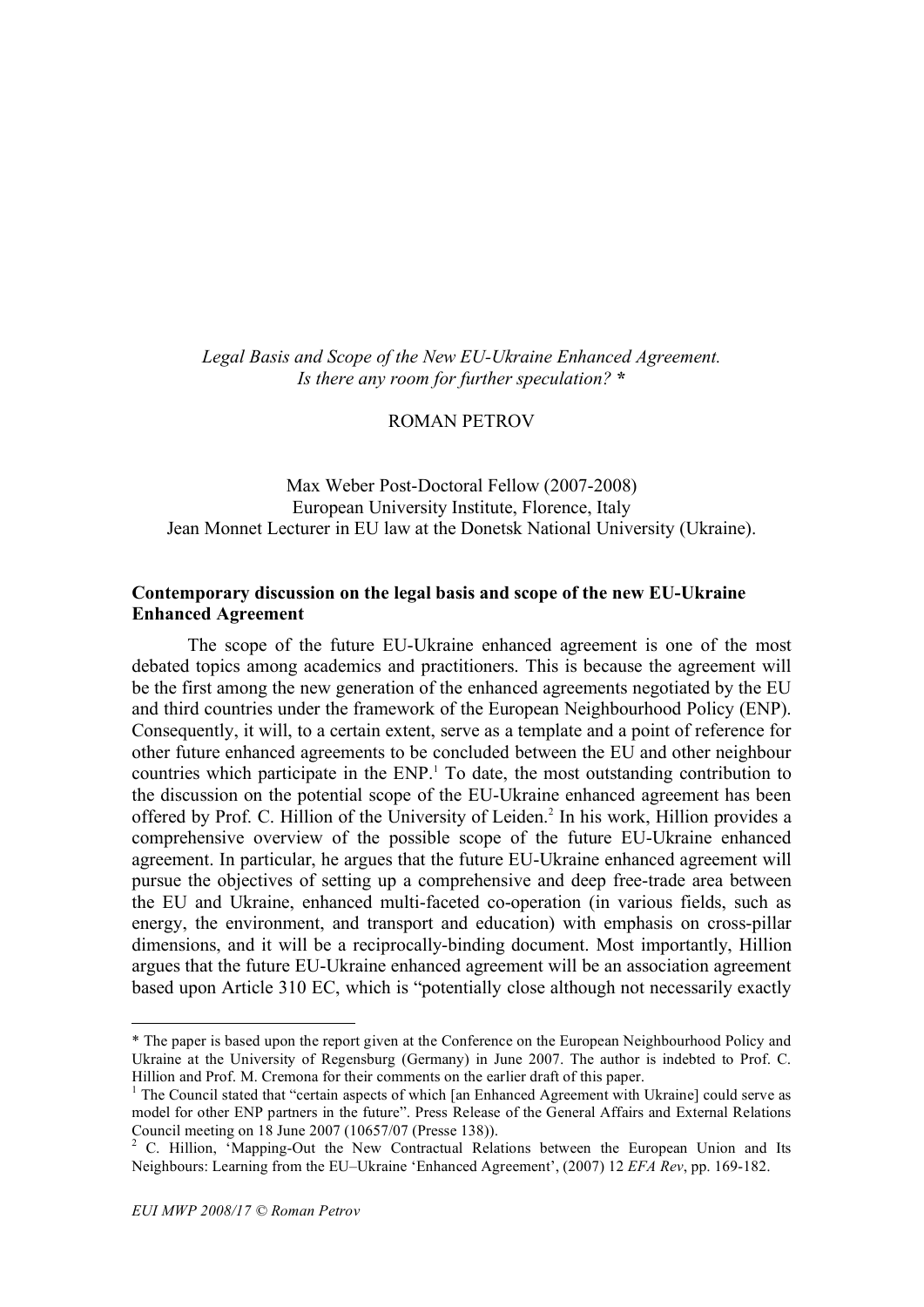*Legal Basis and Scope of the New EU-Ukraine Enhanced Agreement.*
*Is there any room for further speculation?* *

ROMAN PETROV

Max Weber Post-Doctoral Fellow (2007-2008)
European University Institute, Florence, Italy
Jean Monnet Lecturer in EU law at the Donetsk National University (Ukraine).

**Contemporary discussion on the legal basis and scope of the new EU-Ukraine Enhanced Agreement**

The scope of the future EU-Ukraine enhanced agreement is one of the most debated topics among academics and practitioners. This is because the agreement will be the first among the new generation of the enhanced agreements negotiated by the EU and third countries under the framework of the European Neighbourhood Policy (ENP). Consequently, it will, to a certain extent, serve as a template and a point of reference for other future enhanced agreements to be concluded between the EU and other neighbour countries which participate in the ENP.[1] To date, the most outstanding contribution to the discussion on the potential scope of the EU-Ukraine enhanced agreement has been offered by Prof. C. Hillion of the University of Leiden.[2] In his work, Hillion provides a comprehensive overview of the possible scope of the future EU-Ukraine enhanced agreement. In particular, he argues that the future EU-Ukraine enhanced agreement will pursue the objectives of setting up a comprehensive and deep free-trade area between the EU and Ukraine, enhanced multi-faceted co-operation (in various fields, such as energy, the environment, and transport and education) with emphasis on cross-pillar dimensions, and it will be a reciprocally-binding document. Most importantly, Hillion argues that the future EU-Ukraine enhanced agreement will be an association agreement based upon Article 310 EC, which is "potentially close although not necessarily exactly

---

* The paper is based upon the report given at the Conference on the European Neighbourhood Policy and Ukraine at the University of Regensburg (Germany) in June 2007. The author is indebted to Prof. C. Hillion and Prof. M. Cremona for their comments on the earlier draft of this paper.

[1] The Council stated that "certain aspects of which [an Enhanced Agreement with Ukraine] could serve as model for other ENP partners in the future". Press Release of the General Affairs and External Relations Council meeting on 18 June 2007 (10657/07 (Presse 138)).

[2] C. Hillion, 'Mapping-Out the New Contractual Relations between the European Union and Its Neighbours: Learning from the EU–Ukraine 'Enhanced Agreement', (2007) 12 *EFA Rev*, pp. 169-182.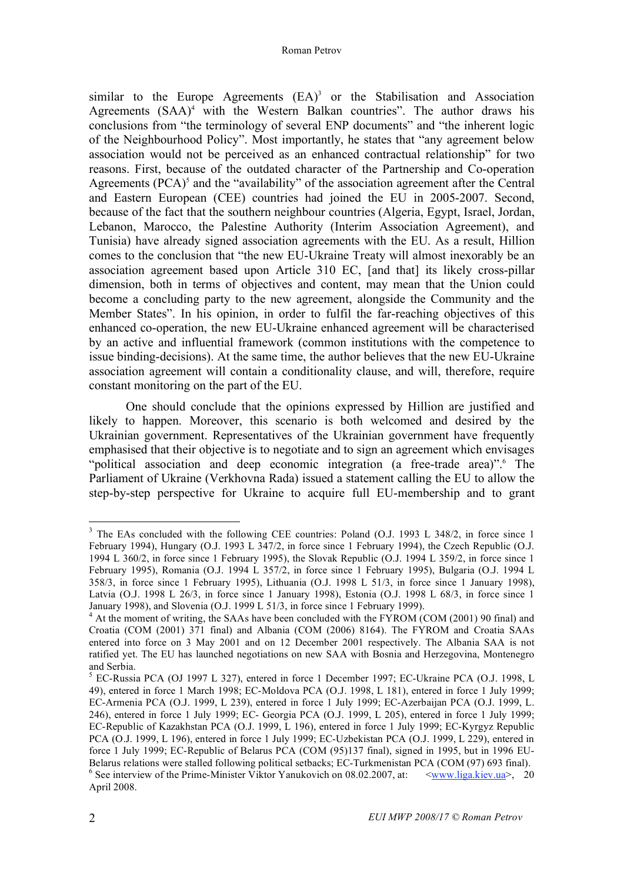similar to the Europe Agreements (EA)[3] or the Stabilisation and Association Agreements (SAA)[4] with the Western Balkan countries". The author draws his conclusions from "the terminology of several ENP documents" and "the inherent logic of the Neighbourhood Policy". Most importantly, he states that "any agreement below association would not be perceived as an enhanced contractual relationship" for two reasons. First, because of the outdated character of the Partnership and Co-operation Agreements (PCA)[5] and the "availability" of the association agreement after the Central and Eastern European (CEE) countries had joined the EU in 2005-2007. Second, because of the fact that the southern neighbour countries (Algeria, Egypt, Israel, Jordan, Lebanon, Marocco, the Palestine Authority (Interim Association Agreement), and Tunisia) have already signed association agreements with the EU. As a result, Hillion comes to the conclusion that "the new EU-Ukraine Treaty will almost inexorably be an association agreement based upon Article 310 EC, [and that] its likely cross-pillar dimension, both in terms of objectives and content, may mean that the Union could become a concluding party to the new agreement, alongside the Community and the Member States". In his opinion, in order to fulfil the far-reaching objectives of this enhanced co-operation, the new EU-Ukraine enhanced agreement will be characterised by an active and influential framework (common institutions with the competence to issue binding-decisions). At the same time, the author believes that the new EU-Ukraine association agreement will contain a conditionality clause, and will, therefore, require constant monitoring on the part of the EU.

One should conclude that the opinions expressed by Hillion are justified and likely to happen. Moreover, this scenario is both welcomed and desired by the Ukrainian government. Representatives of the Ukrainian government have frequently emphasised that their objective is to negotiate and to sign an agreement which envisages "political association and deep economic integration (a free-trade area)".[6] The Parliament of Ukraine (Verkhovna Rada) issued a statement calling the EU to allow the step-by-step perspective for Ukraine to acquire full EU-membership and to grant

---

[3] The EAs concluded with the following CEE countries: Poland (O.J. 1993 L 348/2, in force since 1 February 1994), Hungary (O.J. 1993 L 347/2, in force since 1 February 1994), the Czech Republic (O.J. 1994 L 360/2, in force since 1 February 1995), the Slovak Republic (O.J. 1994 L 359/2, in force since 1 February 1995), Romania (O.J. 1994 L 357/2, in force since 1 February 1995), Bulgaria (O.J. 1994 L 358/3, in force since 1 February 1995), Lithuania (O.J. 1998 L 51/3, in force since 1 January 1998), Latvia (O.J. 1998 L 26/3, in force since 1 January 1998), Estonia (O.J. 1998 L 68/3, in force since 1 January 1998), and Slovenia (O.J. 1999 L 51/3, in force since 1 February 1999).

[4] At the moment of writing, the SAAs have been concluded with the FYROM (COM (2001) 90 final) and Croatia (COM (2001) 371 final) and Albania (COM (2006) 8164). The FYROM and Croatia SAAs entered into force on 3 May 2001 and on 12 December 2001 respectively. The Albania SAA is not ratified yet. The EU has launched negotiations on new SAA with Bosnia and Herzegovina, Montenegro and Serbia.

[5] EC-Russia PCA (OJ 1997 L 327), entered in force 1 December 1997; EC-Ukraine PCA (O.J. 1998, L 49), entered in force 1 March 1998; EC-Moldova PCA (O.J. 1998, L 181), entered in force 1 July 1999; EC-Armenia PCA (O.J. 1999, L 239), entered in force 1 July 1999; EC-Azerbaijan PCA (O.J. 1999, L. 246), entered in force 1 July 1999; EC- Georgia PCA (O.J. 1999, L 205), entered in force 1 July 1999; EC-Republic of Kazakhstan PCA (O.J. 1999, L 196), entered in force 1 July 1999; EC-Kyrgyz Republic PCA (O.J. 1999, L 196), entered in force 1 July 1999; EC-Uzbekistan PCA (O.J. 1999, L 229), entered in force 1 July 1999; EC-Republic of Belarus PCA (COM (95)137 final), signed in 1995, but in 1996 EU-Belarus relations were stalled following political setbacks; EC-Turkmenistan PCA (COM (97) 693 final).

[6] See interview of the Prime-Minister Viktor Yanukovich on 08.02.2007, at: <www.liga.kiev.ua>, 20 April 2008.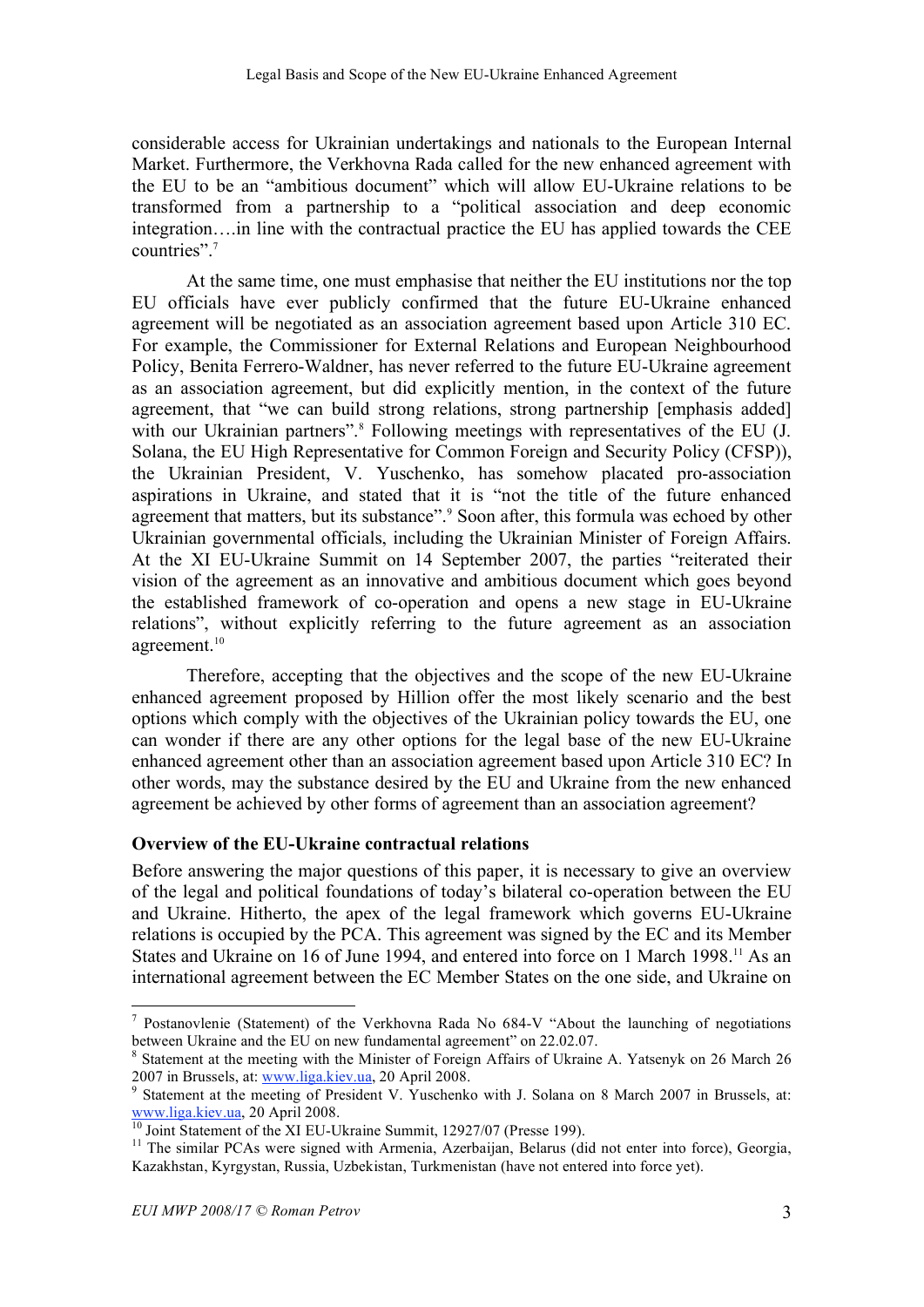considerable access for Ukrainian undertakings and nationals to the European Internal Market. Furthermore, the Verkhovna Rada called for the new enhanced agreement with the EU to be an "ambitious document" which will allow EU-Ukraine relations to be transformed from a partnership to a "political association and deep economic integration….in line with the contractual practice the EU has applied towards the CEE countries".[7]

At the same time, one must emphasise that neither the EU institutions nor the top EU officials have ever publicly confirmed that the future EU-Ukraine enhanced agreement will be negotiated as an association agreement based upon Article 310 EC. For example, the Commissioner for External Relations and European Neighbourhood Policy, Benita Ferrero-Waldner, has never referred to the future EU-Ukraine agreement as an association agreement, but did explicitly mention, in the context of the future agreement, that "we can build strong relations, strong partnership [emphasis added] with our Ukrainian partners".[8] Following meetings with representatives of the EU (J. Solana, the EU High Representative for Common Foreign and Security Policy (CFSP)), the Ukrainian President, V. Yuschenko, has somehow placated pro-association aspirations in Ukraine, and stated that it is "not the title of the future enhanced agreement that matters, but its substance".[9] Soon after, this formula was echoed by other Ukrainian governmental officials, including the Ukrainian Minister of Foreign Affairs. At the XI EU-Ukraine Summit on 14 September 2007, the parties "reiterated their vision of the agreement as an innovative and ambitious document which goes beyond the established framework of co-operation and opens a new stage in EU-Ukraine relations", without explicitly referring to the future agreement as an association agreement.[10]

Therefore, accepting that the objectives and the scope of the new EU-Ukraine enhanced agreement proposed by Hillion offer the most likely scenario and the best options which comply with the objectives of the Ukrainian policy towards the EU, one can wonder if there are any other options for the legal base of the new EU-Ukraine enhanced agreement other than an association agreement based upon Article 310 EC? In other words, may the substance desired by the EU and Ukraine from the new enhanced agreement be achieved by other forms of agreement than an association agreement?

**Overview of the EU-Ukraine contractual relations**

Before answering the major questions of this paper, it is necessary to give an overview of the legal and political foundations of today's bilateral co-operation between the EU and Ukraine. Hitherto, the apex of the legal framework which governs EU-Ukraine relations is occupied by the PCA. This agreement was signed by the EC and its Member States and Ukraine on 16 of June 1994, and entered into force on 1 March 1998.[11] As an international agreement between the EC Member States on the one side, and Ukraine on

---

[7] Postanovlenie (Statement) of the Verkhovna Rada No 684-V "About the launching of negotiations between Ukraine and the EU on new fundamental agreement" on 22.02.07.

[8] Statement at the meeting with the Minister of Foreign Affairs of Ukraine A. Yatsenyk on 26 March 26 2007 in Brussels, at: www.liga.kiev.ua, 20 April 2008.

[9] Statement at the meeting of President V. Yuschenko with J. Solana on 8 March 2007 in Brussels, at: www.liga.kiev.ua, 20 April 2008.

[10] Joint Statement of the XI EU-Ukraine Summit, 12927/07 (Presse 199).

[11] The similar PCAs were signed with Armenia, Azerbaijan, Belarus (did not enter into force), Georgia, Kazakhstan, Kyrgystan, Russia, Uzbekistan, Turkmenistan (have not entered into force yet).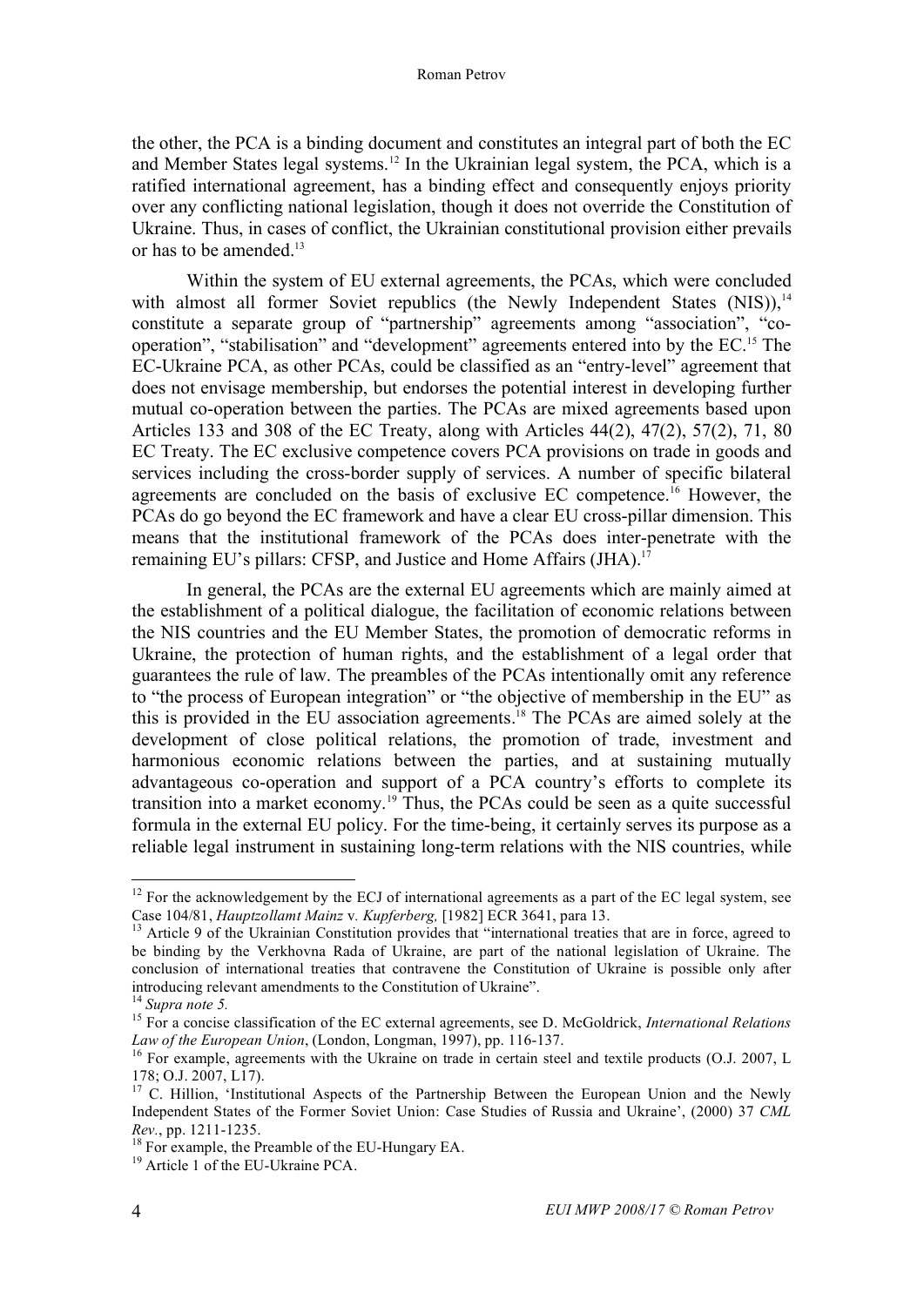the other, the PCA is a binding document and constitutes an integral part of both the EC and Member States legal systems.[12] In the Ukrainian legal system, the PCA, which is a ratified international agreement, has a binding effect and consequently enjoys priority over any conflicting national legislation, though it does not override the Constitution of Ukraine. Thus, in cases of conflict, the Ukrainian constitutional provision either prevails or has to be amended.[13]

Within the system of EU external agreements, the PCAs, which were concluded with almost all former Soviet republics (the Newly Independent States (NIS)),[14] constitute a separate group of "partnership" agreements among "association", "co-operation", "stabilisation" and "development" agreements entered into by the EC.[15] The EC-Ukraine PCA, as other PCAs, could be classified as an "entry-level" agreement that does not envisage membership, but endorses the potential interest in developing further mutual co-operation between the parties. The PCAs are mixed agreements based upon Articles 133 and 308 of the EC Treaty, along with Articles 44(2), 47(2), 57(2), 71, 80 EC Treaty. The EC exclusive competence covers PCA provisions on trade in goods and services including the cross-border supply of services. A number of specific bilateral agreements are concluded on the basis of exclusive EC competence.[16] However, the PCAs do go beyond the EC framework and have a clear EU cross-pillar dimension. This means that the institutional framework of the PCAs does inter-penetrate with the remaining EU's pillars: CFSP, and Justice and Home Affairs (JHA).[17]

In general, the PCAs are the external EU agreements which are mainly aimed at the establishment of a political dialogue, the facilitation of economic relations between the NIS countries and the EU Member States, the promotion of democratic reforms in Ukraine, the protection of human rights, and the establishment of a legal order that guarantees the rule of law. The preambles of the PCAs intentionally omit any reference to "the process of European integration" or "the objective of membership in the EU" as this is provided in the EU association agreements.[18] The PCAs are aimed solely at the development of close political relations, the promotion of trade, investment and harmonious economic relations between the parties, and at sustaining mutually advantageous co-operation and support of a PCA country's efforts to complete its transition into a market economy.[19] Thus, the PCAs could be seen as a quite successful formula in the external EU policy. For the time-being, it certainly serves its purpose as a reliable legal instrument in sustaining long-term relations with the NIS countries, while

---

[12] For the acknowledgement by the ECJ of international agreements as a part of the EC legal system, see Case 104/81, *Hauptzollamt Mainz* v. *Kupferberg,* [1982] ECR 3641, para 13.

[13] Article 9 of the Ukrainian Constitution provides that "international treaties that are in force, agreed to be binding by the Verkhovna Rada of Ukraine, are part of the national legislation of Ukraine. The conclusion of international treaties that contravene the Constitution of Ukraine is possible only after introducing relevant amendments to the Constitution of Ukraine".

[14] *Supra note 5.*

[15] For a concise classification of the EC external agreements, see D. McGoldrick, *International Relations Law of the European Union*, (London, Longman, 1997), pp. 116-137.

[16] For example, agreements with the Ukraine on trade in certain steel and textile products (O.J. 2007, L 178; O.J. 2007, L17).

[17] C. Hillion, 'Institutional Aspects of the Partnership Between the European Union and the Newly Independent States of the Former Soviet Union: Case Studies of Russia and Ukraine', (2000) 37 *CML Rev.*, pp. 1211-1235.

[18] For example, the Preamble of the EU-Hungary EA.

[19] Article 1 of the EU-Ukraine PCA.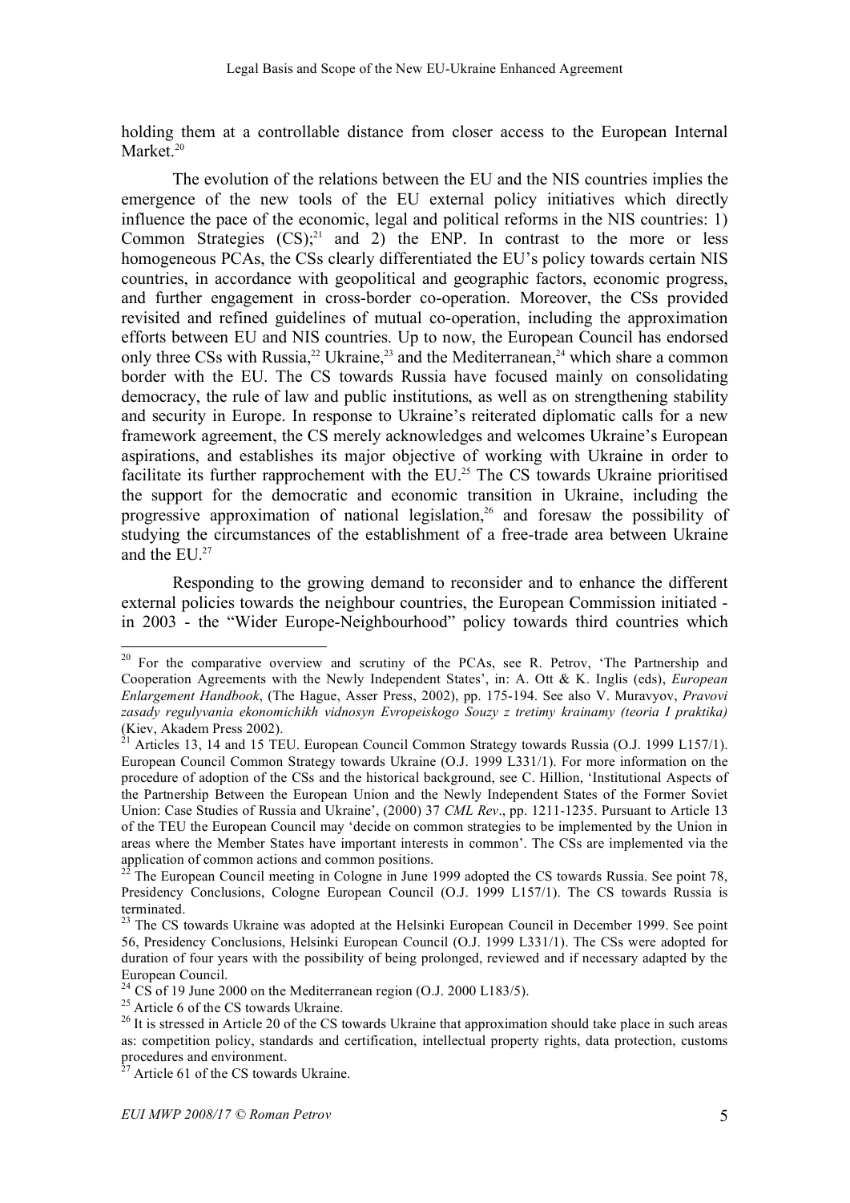holding them at a controllable distance from closer access to the European Internal Market.[20]

The evolution of the relations between the EU and the NIS countries implies the emergence of the new tools of the EU external policy initiatives which directly influence the pace of the economic, legal and political reforms in the NIS countries: 1) Common Strategies (CS);[21] and 2) the ENP. In contrast to the more or less homogeneous PCAs, the CSs clearly differentiated the EU's policy towards certain NIS countries, in accordance with geopolitical and geographic factors, economic progress, and further engagement in cross-border co-operation. Moreover, the CSs provided revisited and refined guidelines of mutual co-operation, including the approximation efforts between EU and NIS countries. Up to now, the European Council has endorsed only three CSs with Russia,[22] Ukraine,[23] and the Mediterranean,[24] which share a common border with the EU. The CS towards Russia have focused mainly on consolidating democracy, the rule of law and public institutions, as well as on strengthening stability and security in Europe. In response to Ukraine's reiterated diplomatic calls for a new framework agreement, the CS merely acknowledges and welcomes Ukraine's European aspirations, and establishes its major objective of working with Ukraine in order to facilitate its further rapprochement with the EU.[25] The CS towards Ukraine prioritised the support for the democratic and economic transition in Ukraine, including the progressive approximation of national legislation,[26] and foresaw the possibility of studying the circumstances of the establishment of a free-trade area between Ukraine and the EU.[27]

Responding to the growing demand to reconsider and to enhance the different external policies towards the neighbour countries, the European Commission initiated - in 2003 - the "Wider Europe-Neighbourhood" policy towards third countries which

---

[20] For the comparative overview and scrutiny of the PCAs, see R. Petrov, 'The Partnership and Cooperation Agreements with the Newly Independent States', in: A. Ott & K. Inglis (eds), *European Enlargement Handbook*, (The Hague, Asser Press, 2002), pp. 175-194. See also V. Muravyov, *Pravovi zasady regulyvania ekonomichikh vidnosyn Evropeiskogo Souzy z tretimy krainamy (teoria I praktika)* (Kiev, Akadem Press 2002).

[21] Articles 13, 14 and 15 TEU. European Council Common Strategy towards Russia (O.J. 1999 L157/1). European Council Common Strategy towards Ukraine (O.J. 1999 L331/1). For more information on the procedure of adoption of the CSs and the historical background, see C. Hillion, 'Institutional Aspects of the Partnership Between the European Union and the Newly Independent States of the Former Soviet Union: Case Studies of Russia and Ukraine', (2000) 37 *CML Rev*., pp. 1211-1235. Pursuant to Article 13 of the TEU the European Council may 'decide on common strategies to be implemented by the Union in areas where the Member States have important interests in common'. The CSs are implemented via the application of common actions and common positions.

[22] The European Council meeting in Cologne in June 1999 adopted the CS towards Russia. See point 78, Presidency Conclusions, Cologne European Council (O.J. 1999 L157/1). The CS towards Russia is terminated.

[23] The CS towards Ukraine was adopted at the Helsinki European Council in December 1999. See point 56, Presidency Conclusions, Helsinki European Council (O.J. 1999 L331/1). The CSs were adopted for duration of four years with the possibility of being prolonged, reviewed and if necessary adapted by the European Council.

[24] CS of 19 June 2000 on the Mediterranean region (O.J. 2000 L183/5).

[25] Article 6 of the CS towards Ukraine.

[26] It is stressed in Article 20 of the CS towards Ukraine that approximation should take place in such areas as: competition policy, standards and certification, intellectual property rights, data protection, customs procedures and environment.

[27] Article 61 of the CS towards Ukraine.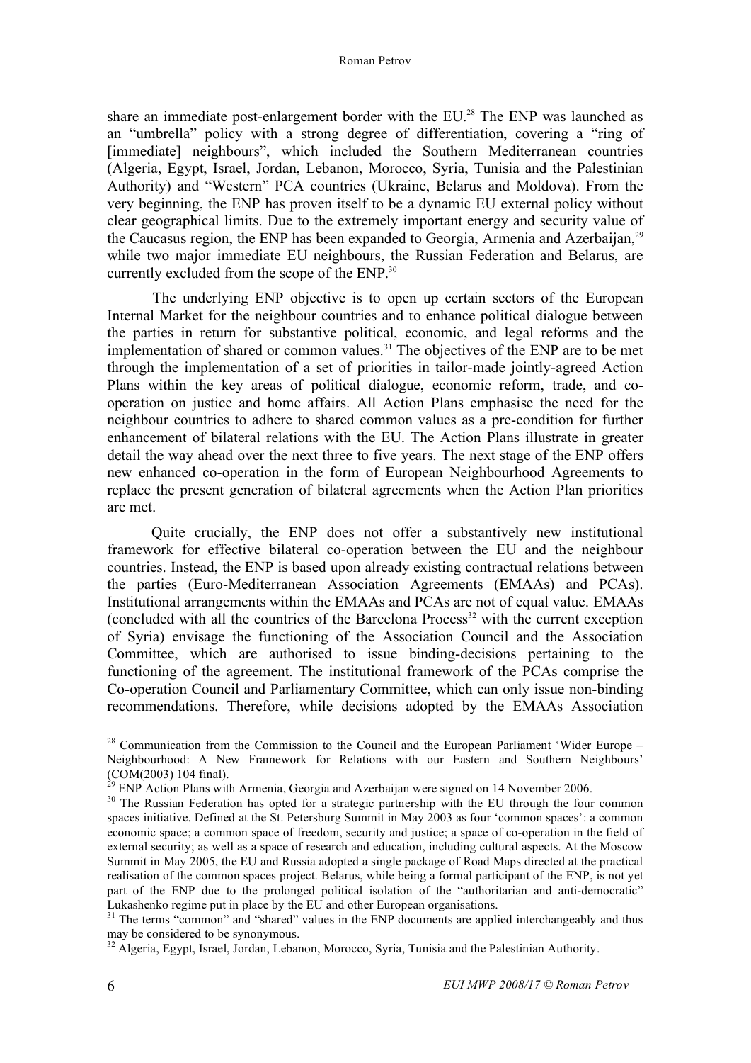share an immediate post-enlargement border with the EU.[28] The ENP was launched as an "umbrella" policy with a strong degree of differentiation, covering a "ring of [immediate] neighbours", which included the Southern Mediterranean countries (Algeria, Egypt, Israel, Jordan, Lebanon, Morocco, Syria, Tunisia and the Palestinian Authority) and "Western" PCA countries (Ukraine, Belarus and Moldova). From the very beginning, the ENP has proven itself to be a dynamic EU external policy without clear geographical limits. Due to the extremely important energy and security value of the Caucasus region, the ENP has been expanded to Georgia, Armenia and Azerbaijan,[29] while two major immediate EU neighbours, the Russian Federation and Belarus, are currently excluded from the scope of the ENP.[30]

The underlying ENP objective is to open up certain sectors of the European Internal Market for the neighbour countries and to enhance political dialogue between the parties in return for substantive political, economic, and legal reforms and the implementation of shared or common values.[31] The objectives of the ENP are to be met through the implementation of a set of priorities in tailor-made jointly-agreed Action Plans within the key areas of political dialogue, economic reform, trade, and co-operation on justice and home affairs. All Action Plans emphasise the need for the neighbour countries to adhere to shared common values as a pre-condition for further enhancement of bilateral relations with the EU. The Action Plans illustrate in greater detail the way ahead over the next three to five years. The next stage of the ENP offers new enhanced co-operation in the form of European Neighbourhood Agreements to replace the present generation of bilateral agreements when the Action Plan priorities are met.

Quite crucially, the ENP does not offer a substantively new institutional framework for effective bilateral co-operation between the EU and the neighbour countries. Instead, the ENP is based upon already existing contractual relations between the parties (Euro-Mediterranean Association Agreements (EMAAs) and PCAs). Institutional arrangements within the EMAAs and PCAs are not of equal value. EMAAs (concluded with all the countries of the Barcelona Process[32] with the current exception of Syria) envisage the functioning of the Association Council and the Association Committee, which are authorised to issue binding-decisions pertaining to the functioning of the agreement. The institutional framework of the PCAs comprise the Co-operation Council and Parliamentary Committee, which can only issue non-binding recommendations. Therefore, while decisions adopted by the EMAAs Association

---

[28] Communication from the Commission to the Council and the European Parliament 'Wider Europe – Neighbourhood: A New Framework for Relations with our Eastern and Southern Neighbours' (COM(2003) 104 final).

[29] ENP Action Plans with Armenia, Georgia and Azerbaijan were signed on 14 November 2006.

[30] The Russian Federation has opted for a strategic partnership with the EU through the four common spaces initiative. Defined at the St. Petersburg Summit in May 2003 as four 'common spaces': a common economic space; a common space of freedom, security and justice; a space of co-operation in the field of external security; as well as a space of research and education, including cultural aspects. At the Moscow Summit in May 2005, the EU and Russia adopted a single package of Road Maps directed at the practical realisation of the common spaces project. Belarus, while being a formal participant of the ENP, is not yet part of the ENP due to the prolonged political isolation of the "authoritarian and anti-democratic" Lukashenko regime put in place by the EU and other European organisations.

[31] The terms "common" and "shared" values in the ENP documents are applied interchangeably and thus may be considered to be synonymous.

[32] Algeria, Egypt, Israel, Jordan, Lebanon, Morocco, Syria, Tunisia and the Palestinian Authority.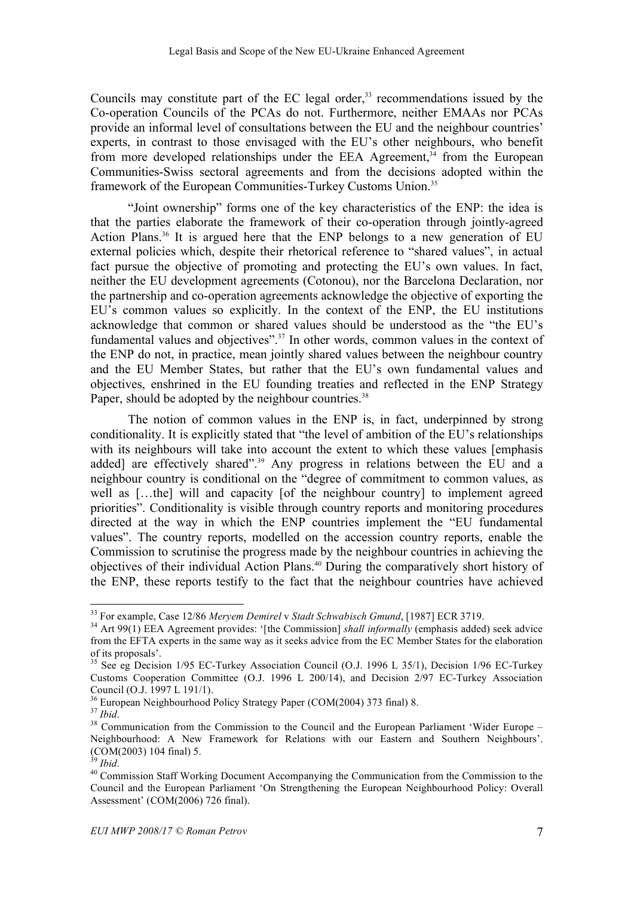Councils may constitute part of the EC legal order,[33] recommendations issued by the Co-operation Councils of the PCAs do not. Furthermore, neither EMAAs nor PCAs provide an informal level of consultations between the EU and the neighbour countries' experts, in contrast to those envisaged with the EU's other neighbours, who benefit from more developed relationships under the EEA Agreement,[34] from the European Communities-Swiss sectoral agreements and from the decisions adopted within the framework of the European Communities-Turkey Customs Union.[35]

"Joint ownership" forms one of the key characteristics of the ENP: the idea is that the parties elaborate the framework of their co-operation through jointly-agreed Action Plans.[36] It is argued here that the ENP belongs to a new generation of EU external policies which, despite their rhetorical reference to "shared values", in actual fact pursue the objective of promoting and protecting the EU's own values. In fact, neither the EU development agreements (Cotonou), nor the Barcelona Declaration, nor the partnership and co-operation agreements acknowledge the objective of exporting the EU's common values so explicitly. In the context of the ENP, the EU institutions acknowledge that common or shared values should be understood as the "the EU's fundamental values and objectives".[37] In other words, common values in the context of the ENP do not, in practice, mean jointly shared values between the neighbour country and the EU Member States, but rather that the EU's own fundamental values and objectives, enshrined in the EU founding treaties and reflected in the ENP Strategy Paper, should be adopted by the neighbour countries.[38]

The notion of common values in the ENP is, in fact, underpinned by strong conditionality. It is explicitly stated that "the level of ambition of the EU's relationships with its neighbours will take into account the extent to which these values [emphasis added] are effectively shared".[39] Any progress in relations between the EU and a neighbour country is conditional on the "degree of commitment to common values, as well as […the] will and capacity [of the neighbour country] to implement agreed priorities". Conditionality is visible through country reports and monitoring procedures directed at the way in which the ENP countries implement the "EU fundamental values". The country reports, modelled on the accession country reports, enable the Commission to scrutinise the progress made by the neighbour countries in achieving the objectives of their individual Action Plans.[40] During the comparatively short history of the ENP, these reports testify to the fact that the neighbour countries have achieved

---

[33] For example, Case 12/86 *Meryem Demirel* v *Stadt Schwabisch Gmund*, [1987] ECR 3719.

[34] Art 99(1) EEA Agreement provides: '[the Commission] *shall informally* (emphasis added) seek advice from the EFTA experts in the same way as it seeks advice from the EC Member States for the elaboration of its proposals'.

[35] See eg Decision 1/95 EC-Turkey Association Council (O.J. 1996 L 35/1), Decision 1/96 EC-Turkey Customs Cooperation Committee (O.J. 1996 L 200/14), and Decision 2/97 EC-Turkey Association Council (O.J. 1997 L 191/1).

[36] European Neighbourhood Policy Strategy Paper (COM(2004) 373 final) 8.

[37] *Ibid*.

[38] Communication from the Commission to the Council and the European Parliament 'Wider Europe – Neighbourhood: A New Framework for Relations with our Eastern and Southern Neighbours'. (COM(2003) 104 final) 5.

[39] *Ibid*.

[40] Commission Staff Working Document Accompanying the Communication from the Commission to the Council and the European Parliament 'On Strengthening the European Neighbourhood Policy: Overall Assessment' (COM(2006) 726 final).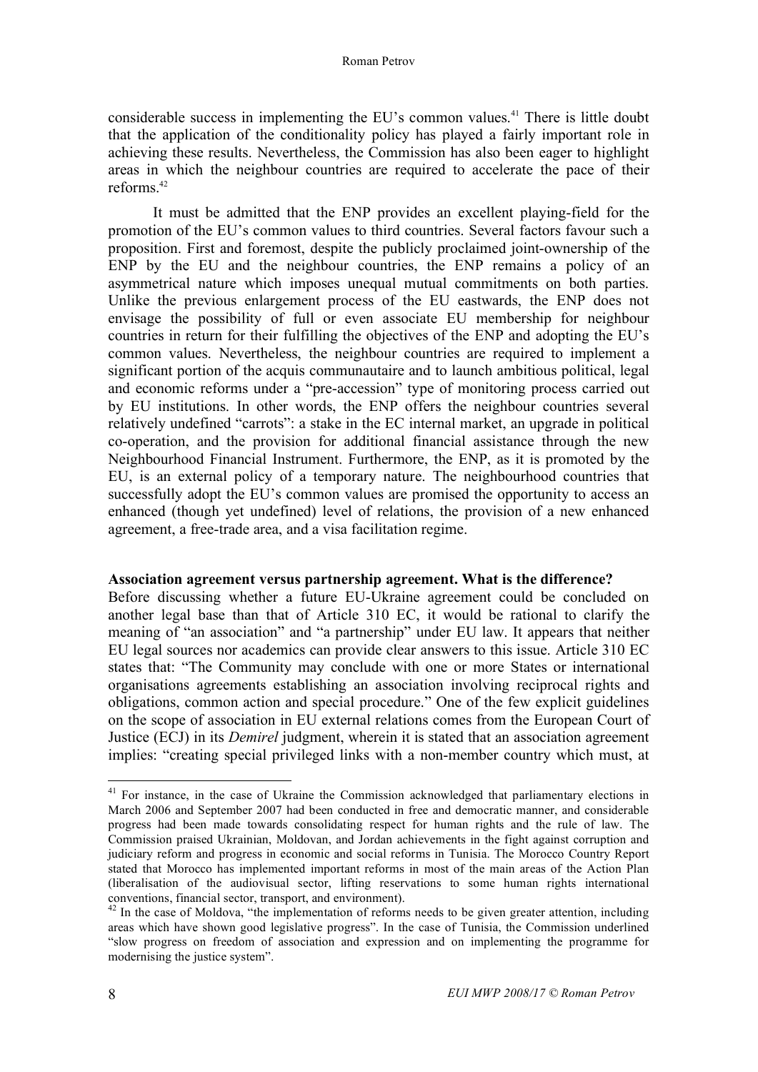considerable success in implementing the EU's common values.[41] There is little doubt that the application of the conditionality policy has played a fairly important role in achieving these results. Nevertheless, the Commission has also been eager to highlight areas in which the neighbour countries are required to accelerate the pace of their reforms.[42]

It must be admitted that the ENP provides an excellent playing-field for the promotion of the EU's common values to third countries. Several factors favour such a proposition. First and foremost, despite the publicly proclaimed joint-ownership of the ENP by the EU and the neighbour countries, the ENP remains a policy of an asymmetrical nature which imposes unequal mutual commitments on both parties. Unlike the previous enlargement process of the EU eastwards, the ENP does not envisage the possibility of full or even associate EU membership for neighbour countries in return for their fulfilling the objectives of the ENP and adopting the EU's common values. Nevertheless, the neighbour countries are required to implement a significant portion of the acquis communautaire and to launch ambitious political, legal and economic reforms under a "pre-accession" type of monitoring process carried out by EU institutions. In other words, the ENP offers the neighbour countries several relatively undefined "carrots": a stake in the EC internal market, an upgrade in political co-operation, and the provision for additional financial assistance through the new Neighbourhood Financial Instrument. Furthermore, the ENP, as it is promoted by the EU, is an external policy of a temporary nature. The neighbourhood countries that successfully adopt the EU's common values are promised the opportunity to access an enhanced (though yet undefined) level of relations, the provision of a new enhanced agreement, a free-trade area, and a visa facilitation regime.

**Association agreement versus partnership agreement. What is the difference?**

Before discussing whether a future EU-Ukraine agreement could be concluded on another legal base than that of Article 310 EC, it would be rational to clarify the meaning of "an association" and "a partnership" under EU law. It appears that neither EU legal sources nor academics can provide clear answers to this issue. Article 310 EC states that: "The Community may conclude with one or more States or international organisations agreements establishing an association involving reciprocal rights and obligations, common action and special procedure." One of the few explicit guidelines on the scope of association in EU external relations comes from the European Court of Justice (ECJ) in its *Demirel* judgment, wherein it is stated that an association agreement implies: "creating special privileged links with a non-member country which must, at

---

[41] For instance, in the case of Ukraine the Commission acknowledged that parliamentary elections in March 2006 and September 2007 had been conducted in free and democratic manner, and considerable progress had been made towards consolidating respect for human rights and the rule of law. The Commission praised Ukrainian, Moldovan, and Jordan achievements in the fight against corruption and judiciary reform and progress in economic and social reforms in Tunisia. The Morocco Country Report stated that Morocco has implemented important reforms in most of the main areas of the Action Plan (liberalisation of the audiovisual sector, lifting reservations to some human rights international conventions, financial sector, transport, and environment).

[42] In the case of Moldova, "the implementation of reforms needs to be given greater attention, including areas which have shown good legislative progress". In the case of Tunisia, the Commission underlined "slow progress on freedom of association and expression and on implementing the programme for modernising the justice system".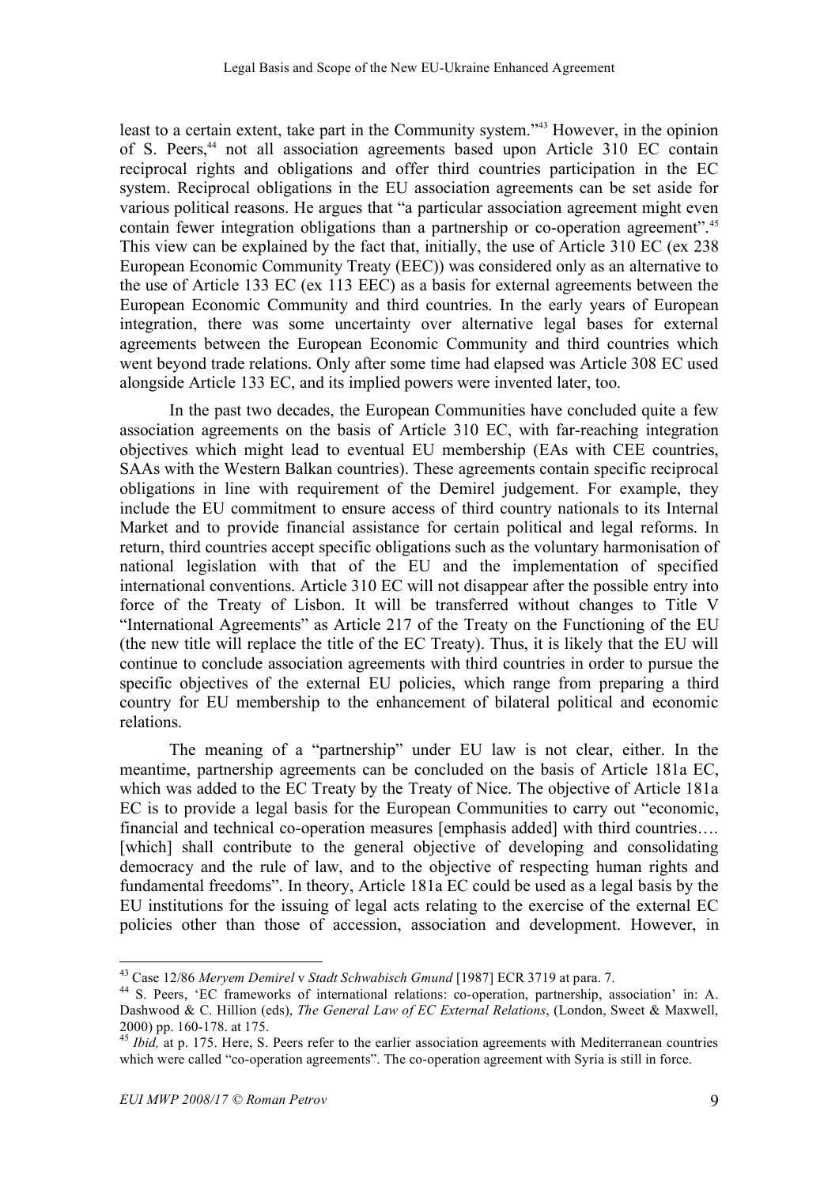least to a certain extent, take part in the Community system."[43] However, in the opinion of S. Peers,[44] not all association agreements based upon Article 310 EC contain reciprocal rights and obligations and offer third countries participation in the EC system. Reciprocal obligations in the EU association agreements can be set aside for various political reasons. He argues that "a particular association agreement might even contain fewer integration obligations than a partnership or co-operation agreement".[45] This view can be explained by the fact that, initially, the use of Article 310 EC (ex 238 European Economic Community Treaty (EEC)) was considered only as an alternative to the use of Article 133 EC (ex 113 EEC) as a basis for external agreements between the European Economic Community and third countries. In the early years of European integration, there was some uncertainty over alternative legal bases for external agreements between the European Economic Community and third countries which went beyond trade relations. Only after some time had elapsed was Article 308 EC used alongside Article 133 EC, and its implied powers were invented later, too.

In the past two decades, the European Communities have concluded quite a few association agreements on the basis of Article 310 EC, with far-reaching integration objectives which might lead to eventual EU membership (EAs with CEE countries, SAAs with the Western Balkan countries). These agreements contain specific reciprocal obligations in line with requirement of the Demirel judgement. For example, they include the EU commitment to ensure access of third country nationals to its Internal Market and to provide financial assistance for certain political and legal reforms. In return, third countries accept specific obligations such as the voluntary harmonisation of national legislation with that of the EU and the implementation of specified international conventions. Article 310 EC will not disappear after the possible entry into force of the Treaty of Lisbon. It will be transferred without changes to Title V "International Agreements" as Article 217 of the Treaty on the Functioning of the EU (the new title will replace the title of the EC Treaty). Thus, it is likely that the EU will continue to conclude association agreements with third countries in order to pursue the specific objectives of the external EU policies, which range from preparing a third country for EU membership to the enhancement of bilateral political and economic relations.

The meaning of a "partnership" under EU law is not clear, either. In the meantime, partnership agreements can be concluded on the basis of Article 181a EC, which was added to the EC Treaty by the Treaty of Nice. The objective of Article 181a EC is to provide a legal basis for the European Communities to carry out "economic, financial and technical co-operation measures [emphasis added] with third countries…. [which] shall contribute to the general objective of developing and consolidating democracy and the rule of law, and to the objective of respecting human rights and fundamental freedoms". In theory, Article 181a EC could be used as a legal basis by the EU institutions for the issuing of legal acts relating to the exercise of the external EC policies other than those of accession, association and development. However, in

---

[43] Case 12/86 *Meryem Demirel* v *Stadt Schwabisch Gmund* [1987] ECR 3719 at para. 7.

[44] S. Peers, 'EC frameworks of international relations: co-operation, partnership, association' in: A. Dashwood & C. Hillion (eds), *The General Law of EC External Relations*, (London, Sweet & Maxwell, 2000) pp. 160-178. at 175.

[45] *Ibid,* at p. 175. Here, S. Peers refer to the earlier association agreements with Mediterranean countries which were called "co-operation agreements". The co-operation agreement with Syria is still in force.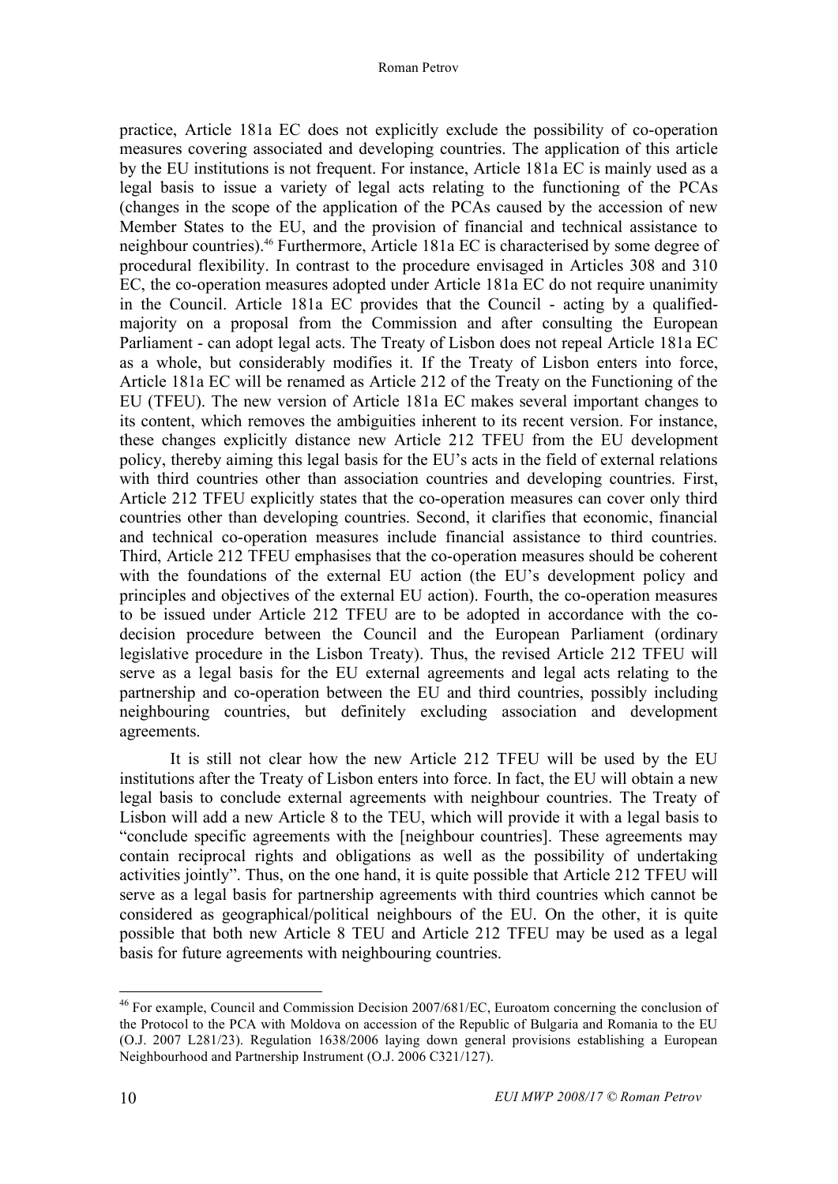practice, Article 181a EC does not explicitly exclude the possibility of co-operation measures covering associated and developing countries. The application of this article by the EU institutions is not frequent. For instance, Article 181a EC is mainly used as a legal basis to issue a variety of legal acts relating to the functioning of the PCAs (changes in the scope of the application of the PCAs caused by the accession of new Member States to the EU, and the provision of financial and technical assistance to neighbour countries).[46] Furthermore, Article 181a EC is characterised by some degree of procedural flexibility. In contrast to the procedure envisaged in Articles 308 and 310 EC, the co-operation measures adopted under Article 181a EC do not require unanimity in the Council. Article 181a EC provides that the Council - acting by a qualified-majority on a proposal from the Commission and after consulting the European Parliament - can adopt legal acts. The Treaty of Lisbon does not repeal Article 181a EC as a whole, but considerably modifies it. If the Treaty of Lisbon enters into force, Article 181a EC will be renamed as Article 212 of the Treaty on the Functioning of the EU (TFEU). The new version of Article 181a EC makes several important changes to its content, which removes the ambiguities inherent to its recent version. For instance, these changes explicitly distance new Article 212 TFEU from the EU development policy, thereby aiming this legal basis for the EU's acts in the field of external relations with third countries other than association countries and developing countries. First, Article 212 TFEU explicitly states that the co-operation measures can cover only third countries other than developing countries. Second, it clarifies that economic, financial and technical co-operation measures include financial assistance to third countries. Third, Article 212 TFEU emphasises that the co-operation measures should be coherent with the foundations of the external EU action (the EU's development policy and principles and objectives of the external EU action). Fourth, the co-operation measures to be issued under Article 212 TFEU are to be adopted in accordance with the co-decision procedure between the Council and the European Parliament (ordinary legislative procedure in the Lisbon Treaty). Thus, the revised Article 212 TFEU will serve as a legal basis for the EU external agreements and legal acts relating to the partnership and co-operation between the EU and third countries, possibly including neighbouring countries, but definitely excluding association and development agreements.

It is still not clear how the new Article 212 TFEU will be used by the EU institutions after the Treaty of Lisbon enters into force. In fact, the EU will obtain a new legal basis to conclude external agreements with neighbour countries. The Treaty of Lisbon will add a new Article 8 to the TEU, which will provide it with a legal basis to "conclude specific agreements with the [neighbour countries]. These agreements may contain reciprocal rights and obligations as well as the possibility of undertaking activities jointly". Thus, on the one hand, it is quite possible that Article 212 TFEU will serve as a legal basis for partnership agreements with third countries which cannot be considered as geographical/political neighbours of the EU. On the other, it is quite possible that both new Article 8 TEU and Article 212 TFEU may be used as a legal basis for future agreements with neighbouring countries.

---

[46] For example, Council and Commission Decision 2007/681/EC, Euroatom concerning the conclusion of the Protocol to the PCA with Moldova on accession of the Republic of Bulgaria and Romania to the EU (O.J. 2007 L281/23). Regulation 1638/2006 laying down general provisions establishing a European Neighbourhood and Partnership Instrument (O.J. 2006 C321/127).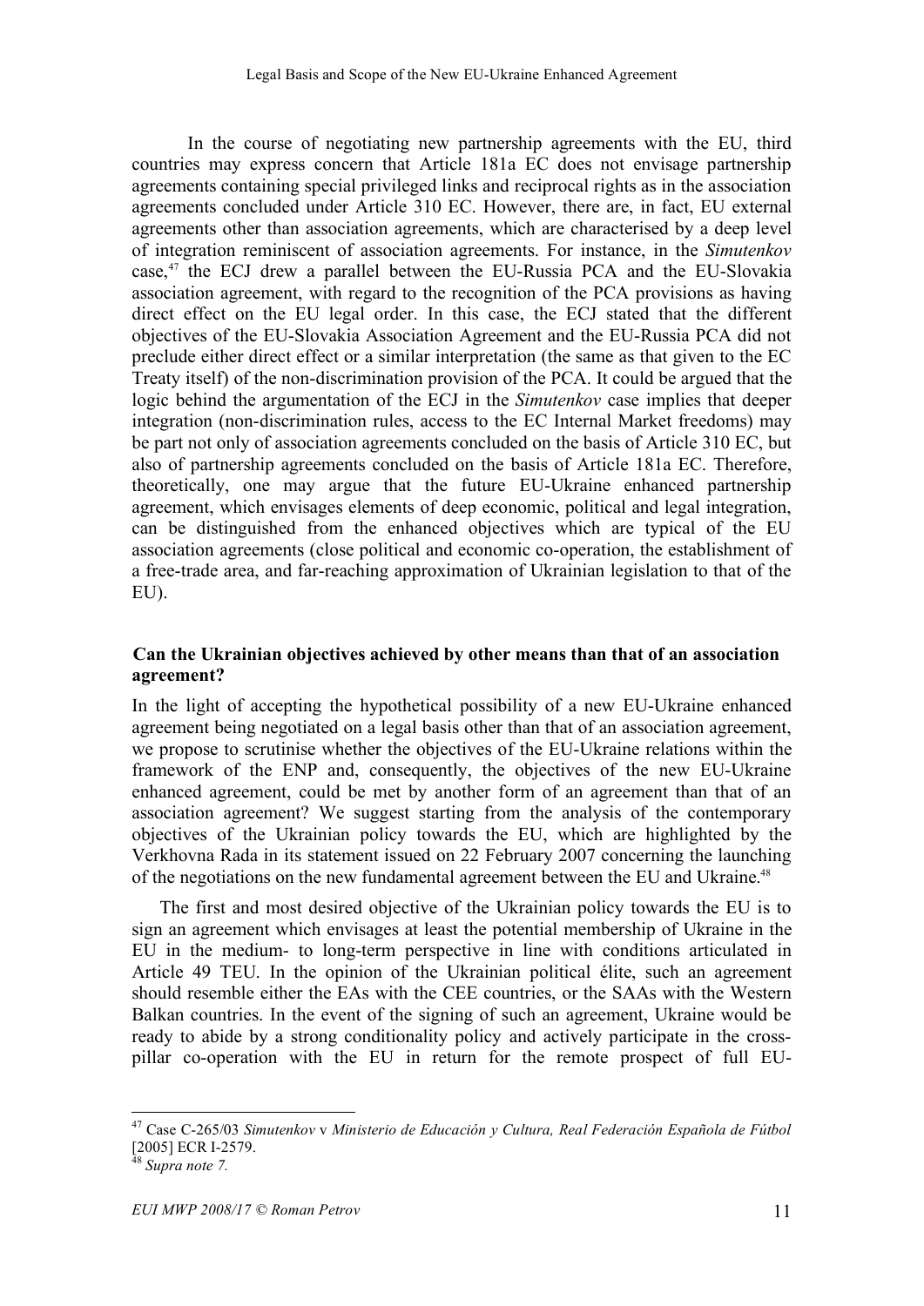In the course of negotiating new partnership agreements with the EU, third countries may express concern that Article 181a EC does not envisage partnership agreements containing special privileged links and reciprocal rights as in the association agreements concluded under Article 310 EC. However, there are, in fact, EU external agreements other than association agreements, which are characterised by a deep level of integration reminiscent of association agreements. For instance, in the *Simutenkov* case,[47] the ECJ drew a parallel between the EU-Russia PCA and the EU-Slovakia association agreement, with regard to the recognition of the PCA provisions as having direct effect on the EU legal order. In this case, the ECJ stated that the different objectives of the EU-Slovakia Association Agreement and the EU-Russia PCA did not preclude either direct effect or a similar interpretation (the same as that given to the EC Treaty itself) of the non-discrimination provision of the PCA. It could be argued that the logic behind the argumentation of the ECJ in the *Simutenkov* case implies that deeper integration (non-discrimination rules, access to the EC Internal Market freedoms) may be part not only of association agreements concluded on the basis of Article 310 EC, but also of partnership agreements concluded on the basis of Article 181a EC. Therefore, theoretically, one may argue that the future EU-Ukraine enhanced partnership agreement, which envisages elements of deep economic, political and legal integration, can be distinguished from the enhanced objectives which are typical of the EU association agreements (close political and economic co-operation, the establishment of a free-trade area, and far-reaching approximation of Ukrainian legislation to that of the EU).

### Can the Ukrainian objectives achieved by other means than that of an association agreement?

In the light of accepting the hypothetical possibility of a new EU-Ukraine enhanced agreement being negotiated on a legal basis other than that of an association agreement, we propose to scrutinise whether the objectives of the EU-Ukraine relations within the framework of the ENP and, consequently, the objectives of the new EU-Ukraine enhanced agreement, could be met by another form of an agreement than that of an association agreement? We suggest starting from the analysis of the contemporary objectives of the Ukrainian policy towards the EU, which are highlighted by the Verkhovna Rada in its statement issued on 22 February 2007 concerning the launching of the negotiations on the new fundamental agreement between the EU and Ukraine.[48]

The first and most desired objective of the Ukrainian policy towards the EU is to sign an agreement which envisages at least the potential membership of Ukraine in the EU in the medium- to long-term perspective in line with conditions articulated in Article 49 TEU. In the opinion of the Ukrainian political élite, such an agreement should resemble either the EAs with the CEE countries, or the SAAs with the Western Balkan countries. In the event of the signing of such an agreement, Ukraine would be ready to abide by a strong conditionality policy and actively participate in the cross-pillar co-operation with the EU in return for the remote prospect of full EU-

[47] Case C-265/03 *Simutenkov* v *Ministerio de Educación y Cultura, Real Federación Española de Fútbol* [2005] ECR I-2579.

[48] *Supra note 7.*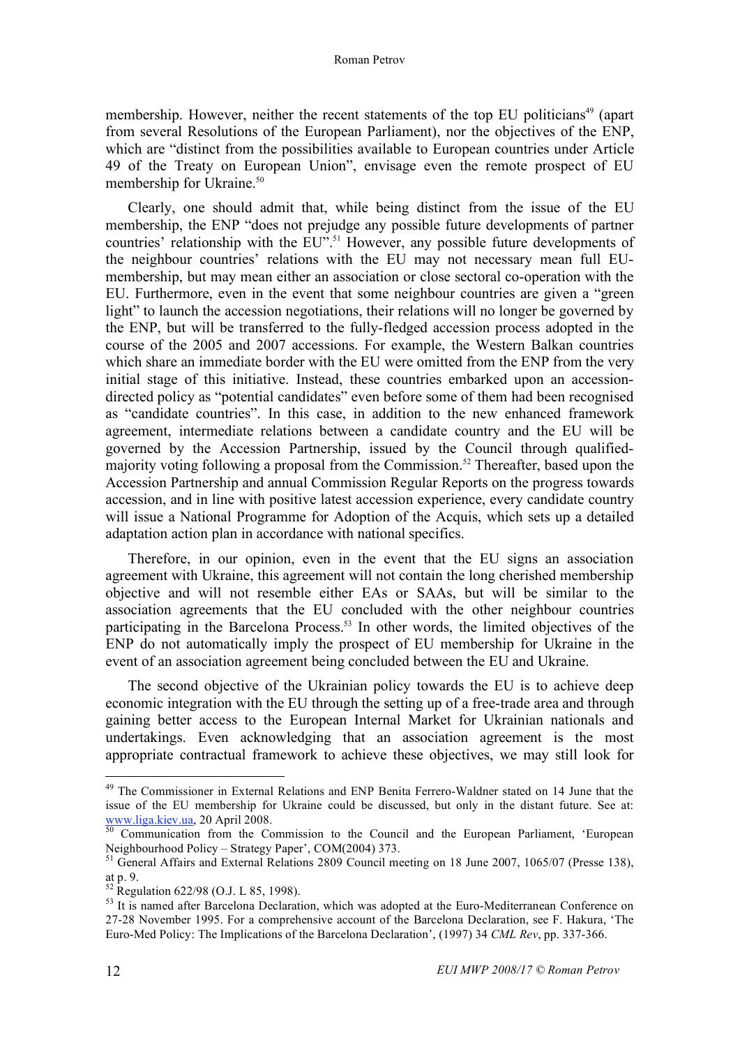membership. However, neither the recent statements of the top EU politicians[49] (apart from several Resolutions of the European Parliament), nor the objectives of the ENP, which are "distinct from the possibilities available to European countries under Article 49 of the Treaty on European Union", envisage even the remote prospect of EU membership for Ukraine.[50]

Clearly, one should admit that, while being distinct from the issue of the EU membership, the ENP "does not prejudge any possible future developments of partner countries' relationship with the EU".[51] However, any possible future developments of the neighbour countries' relations with the EU may not necessary mean full EU-membership, but may mean either an association or close sectoral co-operation with the EU. Furthermore, even in the event that some neighbour countries are given a "green light" to launch the accession negotiations, their relations will no longer be governed by the ENP, but will be transferred to the fully-fledged accession process adopted in the course of the 2005 and 2007 accessions. For example, the Western Balkan countries which share an immediate border with the EU were omitted from the ENP from the very initial stage of this initiative. Instead, these countries embarked upon an accession-directed policy as "potential candidates" even before some of them had been recognised as "candidate countries". In this case, in addition to the new enhanced framework agreement, intermediate relations between a candidate country and the EU will be governed by the Accession Partnership, issued by the Council through qualified-majority voting following a proposal from the Commission.[52] Thereafter, based upon the Accession Partnership and annual Commission Regular Reports on the progress towards accession, and in line with positive latest accession experience, every candidate country will issue a National Programme for Adoption of the Acquis, which sets up a detailed adaptation action plan in accordance with national specifics.

Therefore, in our opinion, even in the event that the EU signs an association agreement with Ukraine, this agreement will not contain the long cherished membership objective and will not resemble either EAs or SAAs, but will be similar to the association agreements that the EU concluded with the other neighbour countries participating in the Barcelona Process.[53] In other words, the limited objectives of the ENP do not automatically imply the prospect of EU membership for Ukraine in the event of an association agreement being concluded between the EU and Ukraine.

The second objective of the Ukrainian policy towards the EU is to achieve deep economic integration with the EU through the setting up of a free-trade area and through gaining better access to the European Internal Market for Ukrainian nationals and undertakings. Even acknowledging that an association agreement is the most appropriate contractual framework to achieve these objectives, we may still look for

---

[49] The Commissioner in External Relations and ENP Benita Ferrero-Waldner stated on 14 June that the issue of the EU membership for Ukraine could be discussed, but only in the distant future. See at: www.liga.kiev.ua, 20 April 2008.

[50] Communication from the Commission to the Council and the European Parliament, 'European Neighbourhood Policy – Strategy Paper', COM(2004) 373.

[51] General Affairs and External Relations 2809 Council meeting on 18 June 2007, 1065/07 (Presse 138), at p. 9.

[52] Regulation 622/98 (O.J. L 85, 1998).

[53] It is named after Barcelona Declaration, which was adopted at the Euro-Mediterranean Conference on 27-28 November 1995. For a comprehensive account of the Barcelona Declaration, see F. Hakura, 'The Euro-Med Policy: The Implications of the Barcelona Declaration', (1997) 34 *CML Rev*, pp. 337-366.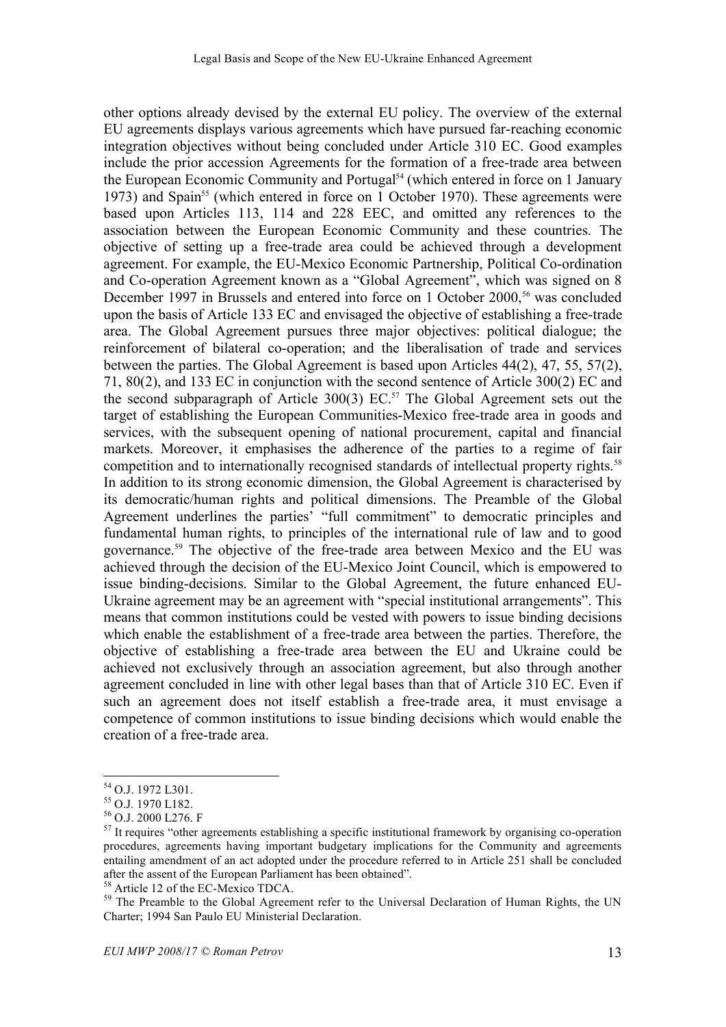other options already devised by the external EU policy. The overview of the external EU agreements displays various agreements which have pursued far-reaching economic integration objectives without being concluded under Article 310 EC. Good examples include the prior accession Agreements for the formation of a free-trade area between the European Economic Community and Portugal[54] (which entered in force on 1 January 1973) and Spain[55] (which entered in force on 1 October 1970). These agreements were based upon Articles 113, 114 and 228 EEC, and omitted any references to the association between the European Economic Community and these countries. The objective of setting up a free-trade area could be achieved through a development agreement. For example, the EU-Mexico Economic Partnership, Political Co-ordination and Co-operation Agreement known as a "Global Agreement", which was signed on 8 December 1997 in Brussels and entered into force on 1 October 2000,[56] was concluded upon the basis of Article 133 EC and envisaged the objective of establishing a free-trade area. The Global Agreement pursues three major objectives: political dialogue; the reinforcement of bilateral co-operation; and the liberalisation of trade and services between the parties. The Global Agreement is based upon Articles 44(2), 47, 55, 57(2), 71, 80(2), and 133 EC in conjunction with the second sentence of Article 300(2) EC and the second subparagraph of Article 300(3) EC.[57] The Global Agreement sets out the target of establishing the European Communities-Mexico free-trade area in goods and services, with the subsequent opening of national procurement, capital and financial markets. Moreover, it emphasises the adherence of the parties to a regime of fair competition and to internationally recognised standards of intellectual property rights.[58] In addition to its strong economic dimension, the Global Agreement is characterised by its democratic/human rights and political dimensions. The Preamble of the Global Agreement underlines the parties' "full commitment" to democratic principles and fundamental human rights, to principles of the international rule of law and to good governance.[59] The objective of the free-trade area between Mexico and the EU was achieved through the decision of the EU-Mexico Joint Council, which is empowered to issue binding-decisions. Similar to the Global Agreement, the future enhanced EU-Ukraine agreement may be an agreement with "special institutional arrangements". This means that common institutions could be vested with powers to issue binding decisions which enable the establishment of a free-trade area between the parties. Therefore, the objective of establishing a free-trade area between the EU and Ukraine could be achieved not exclusively through an association agreement, but also through another agreement concluded in line with other legal bases than that of Article 310 EC. Even if such an agreement does not itself establish a free-trade area, it must envisage a competence of common institutions to issue binding decisions which would enable the creation of a free-trade area.

---

[54] O.J. 1972 L301.

[55] O.J. 1970 L182.

[56] O.J. 2000 L276. F

[57] It requires "other agreements establishing a specific institutional framework by organising co-operation procedures, agreements having important budgetary implications for the Community and agreements entailing amendment of an act adopted under the procedure referred to in Article 251 shall be concluded after the assent of the European Parliament has been obtained".

[58] Article 12 of the EC-Mexico TDCA.

[59] The Preamble to the Global Agreement refer to the Universal Declaration of Human Rights, the UN Charter; 1994 San Paulo EU Ministerial Declaration.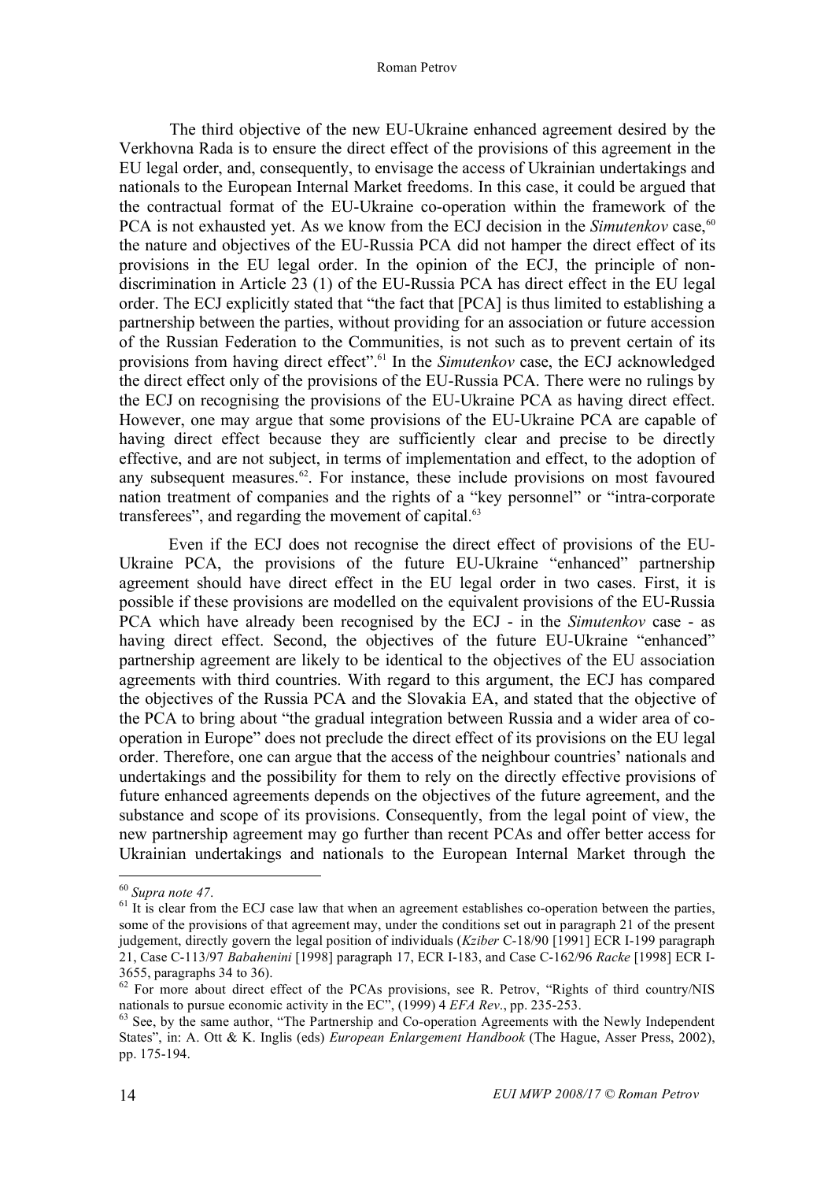The third objective of the new EU-Ukraine enhanced agreement desired by the Verkhovna Rada is to ensure the direct effect of the provisions of this agreement in the EU legal order, and, consequently, to envisage the access of Ukrainian undertakings and nationals to the European Internal Market freedoms. In this case, it could be argued that the contractual format of the EU-Ukraine co-operation within the framework of the PCA is not exhausted yet. As we know from the ECJ decision in the *Simutenkov* case,[60] the nature and objectives of the EU-Russia PCA did not hamper the direct effect of its provisions in the EU legal order. In the opinion of the ECJ, the principle of non-discrimination in Article 23 (1) of the EU-Russia PCA has direct effect in the EU legal order. The ECJ explicitly stated that "the fact that [PCA] is thus limited to establishing a partnership between the parties, without providing for an association or future accession of the Russian Federation to the Communities, is not such as to prevent certain of its provisions from having direct effect".[61] In the *Simutenkov* case, the ECJ acknowledged the direct effect only of the provisions of the EU-Russia PCA. There were no rulings by the ECJ on recognising the provisions of the EU-Ukraine PCA as having direct effect. However, one may argue that some provisions of the EU-Ukraine PCA are capable of having direct effect because they are sufficiently clear and precise to be directly effective, and are not subject, in terms of implementation and effect, to the adoption of any subsequent measures.[62]. For instance, these include provisions on most favoured nation treatment of companies and the rights of a "key personnel" or "intra-corporate transferees", and regarding the movement of capital.[63]

Even if the ECJ does not recognise the direct effect of provisions of the EU-Ukraine PCA, the provisions of the future EU-Ukraine "enhanced" partnership agreement should have direct effect in the EU legal order in two cases. First, it is possible if these provisions are modelled on the equivalent provisions of the EU-Russia PCA which have already been recognised by the ECJ - in the *Simutenkov* case - as having direct effect. Second, the objectives of the future EU-Ukraine "enhanced" partnership agreement are likely to be identical to the objectives of the EU association agreements with third countries. With regard to this argument, the ECJ has compared the objectives of the Russia PCA and the Slovakia EA, and stated that the objective of the PCA to bring about "the gradual integration between Russia and a wider area of co-operation in Europe" does not preclude the direct effect of its provisions on the EU legal order. Therefore, one can argue that the access of the neighbour countries' nationals and undertakings and the possibility for them to rely on the directly effective provisions of future enhanced agreements depends on the objectives of the future agreement, and the substance and scope of its provisions. Consequently, from the legal point of view, the new partnership agreement may go further than recent PCAs and offer better access for Ukrainian undertakings and nationals to the European Internal Market through the

---

[60] *Supra note 47*.

[61] It is clear from the ECJ case law that when an agreement establishes co-operation between the parties, some of the provisions of that agreement may, under the conditions set out in paragraph 21 of the present judgement, directly govern the legal position of individuals (*Kziber* C-18/90 [1991] ECR I-199 paragraph 21, Case C-113/97 *Babahenini* [1998] paragraph 17, ECR I-183, and Case C-162/96 *Racke* [1998] ECR I-3655, paragraphs 34 to 36).

[62] For more about direct effect of the PCAs provisions, see R. Petrov, "Rights of third country/NIS nationals to pursue economic activity in the EC", (1999) 4 *EFA Rev*., pp. 235-253.

[63] See, by the same author, "The Partnership and Co-operation Agreements with the Newly Independent States", in: A. Ott & K. Inglis (eds) *European Enlargement Handbook* (The Hague, Asser Press, 2002), pp. 175-194.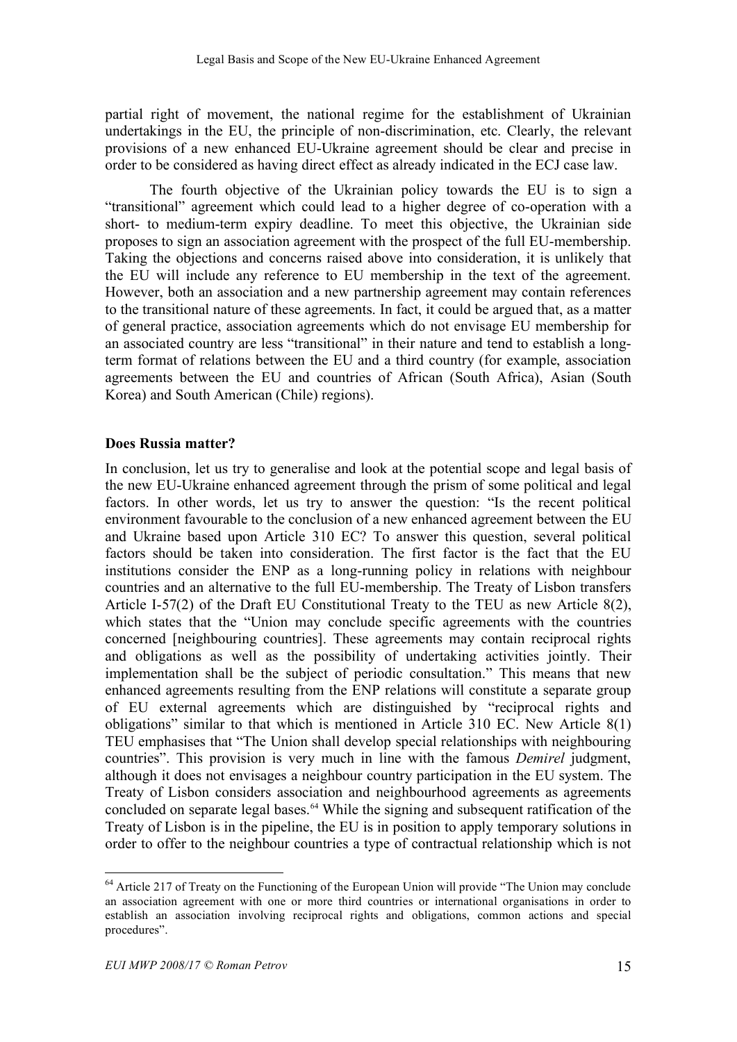partial right of movement, the national regime for the establishment of Ukrainian undertakings in the EU, the principle of non-discrimination, etc. Clearly, the relevant provisions of a new enhanced EU-Ukraine agreement should be clear and precise in order to be considered as having direct effect as already indicated in the ECJ case law.

The fourth objective of the Ukrainian policy towards the EU is to sign a "transitional" agreement which could lead to a higher degree of co-operation with a short- to medium-term expiry deadline. To meet this objective, the Ukrainian side proposes to sign an association agreement with the prospect of the full EU-membership. Taking the objections and concerns raised above into consideration, it is unlikely that the EU will include any reference to EU membership in the text of the agreement. However, both an association and a new partnership agreement may contain references to the transitional nature of these agreements. In fact, it could be argued that, as a matter of general practice, association agreements which do not envisage EU membership for an associated country are less "transitional" in their nature and tend to establish a long-term format of relations between the EU and a third country (for example, association agreements between the EU and countries of African (South Africa), Asian (South Korea) and South American (Chile) regions).

## Does Russia matter?

In conclusion, let us try to generalise and look at the potential scope and legal basis of the new EU-Ukraine enhanced agreement through the prism of some political and legal factors. In other words, let us try to answer the question: "Is the recent political environment favourable to the conclusion of a new enhanced agreement between the EU and Ukraine based upon Article 310 EC? To answer this question, several political factors should be taken into consideration. The first factor is the fact that the EU institutions consider the ENP as a long-running policy in relations with neighbour countries and an alternative to the full EU-membership. The Treaty of Lisbon transfers Article I-57(2) of the Draft EU Constitutional Treaty to the TEU as new Article 8(2), which states that the "Union may conclude specific agreements with the countries concerned [neighbouring countries]. These agreements may contain reciprocal rights and obligations as well as the possibility of undertaking activities jointly. Their implementation shall be the subject of periodic consultation." This means that new enhanced agreements resulting from the ENP relations will constitute a separate group of EU external agreements which are distinguished by "reciprocal rights and obligations" similar to that which is mentioned in Article 310 EC. New Article 8(1) TEU emphasises that "The Union shall develop special relationships with neighbouring countries". This provision is very much in line with the famous *Demirel* judgment, although it does not envisages a neighbour country participation in the EU system. The Treaty of Lisbon considers association and neighbourhood agreements as agreements concluded on separate legal bases.[64] While the signing and subsequent ratification of the Treaty of Lisbon is in the pipeline, the EU is in position to apply temporary solutions in order to offer to the neighbour countries a type of contractual relationship which is not

[64] Article 217 of Treaty on the Functioning of the European Union will provide "The Union may conclude an association agreement with one or more third countries or international organisations in order to establish an association involving reciprocal rights and obligations, common actions and special procedures".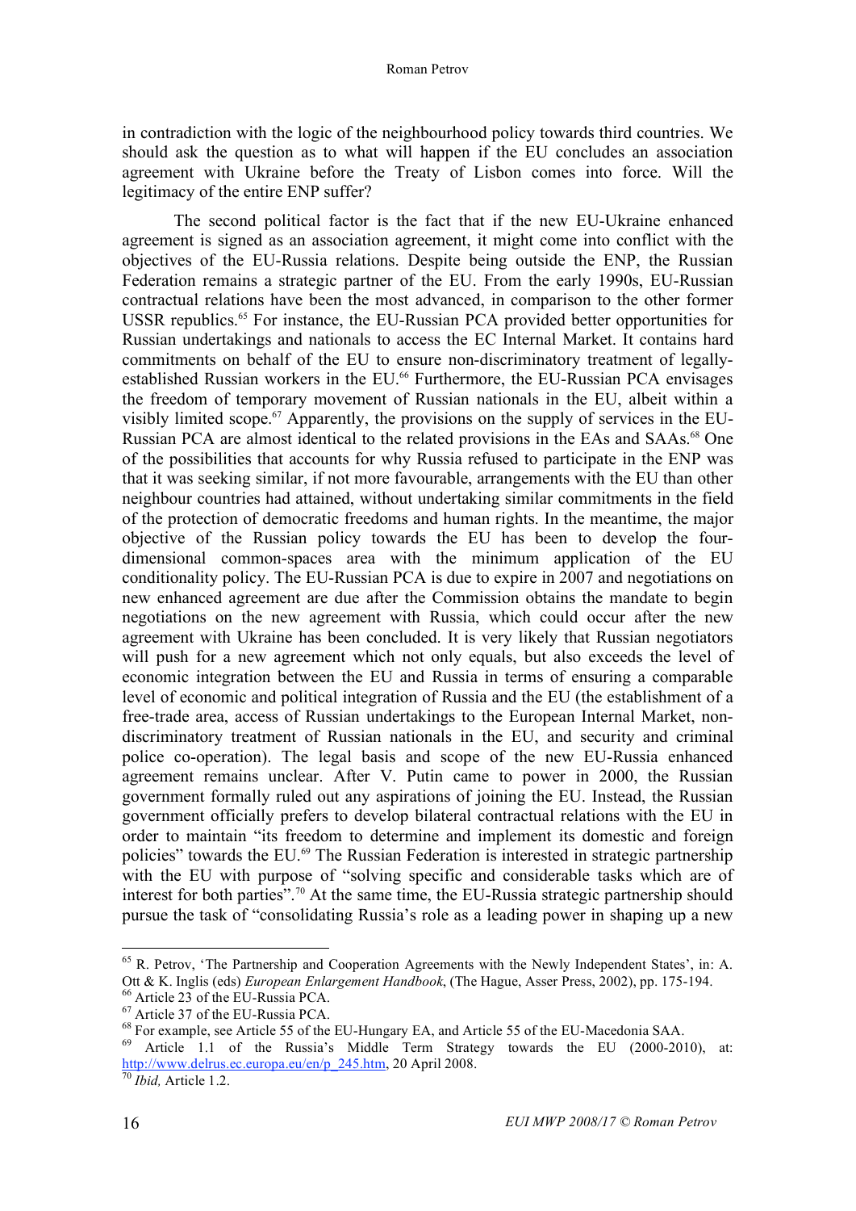in contradiction with the logic of the neighbourhood policy towards third countries. We should ask the question as to what will happen if the EU concludes an association agreement with Ukraine before the Treaty of Lisbon comes into force. Will the legitimacy of the entire ENP suffer?

The second political factor is the fact that if the new EU-Ukraine enhanced agreement is signed as an association agreement, it might come into conflict with the objectives of the EU-Russia relations. Despite being outside the ENP, the Russian Federation remains a strategic partner of the EU. From the early 1990s, EU-Russian contractual relations have been the most advanced, in comparison to the other former USSR republics.[65] For instance, the EU-Russian PCA provided better opportunities for Russian undertakings and nationals to access the EC Internal Market. It contains hard commitments on behalf of the EU to ensure non-discriminatory treatment of legally-established Russian workers in the EU.[66] Furthermore, the EU-Russian PCA envisages the freedom of temporary movement of Russian nationals in the EU, albeit within a visibly limited scope.[67] Apparently, the provisions on the supply of services in the EU-Russian PCA are almost identical to the related provisions in the EAs and SAAs.[68] One of the possibilities that accounts for why Russia refused to participate in the ENP was that it was seeking similar, if not more favourable, arrangements with the EU than other neighbour countries had attained, without undertaking similar commitments in the field of the protection of democratic freedoms and human rights. In the meantime, the major objective of the Russian policy towards the EU has been to develop the four-dimensional common-spaces area with the minimum application of the EU conditionality policy. The EU-Russian PCA is due to expire in 2007 and negotiations on new enhanced agreement are due after the Commission obtains the mandate to begin negotiations on the new agreement with Russia, which could occur after the new agreement with Ukraine has been concluded. It is very likely that Russian negotiators will push for a new agreement which not only equals, but also exceeds the level of economic integration between the EU and Russia in terms of ensuring a comparable level of economic and political integration of Russia and the EU (the establishment of a free-trade area, access of Russian undertakings to the European Internal Market, non-discriminatory treatment of Russian nationals in the EU, and security and criminal police co-operation). The legal basis and scope of the new EU-Russia enhanced agreement remains unclear. After V. Putin came to power in 2000, the Russian government formally ruled out any aspirations of joining the EU. Instead, the Russian government officially prefers to develop bilateral contractual relations with the EU in order to maintain "its freedom to determine and implement its domestic and foreign policies" towards the EU.[69] The Russian Federation is interested in strategic partnership with the EU with purpose of "solving specific and considerable tasks which are of interest for both parties".[70] At the same time, the EU-Russia strategic partnership should pursue the task of "consolidating Russia's role as a leading power in shaping up a new

---

[65] R. Petrov, 'The Partnership and Cooperation Agreements with the Newly Independent States', in: A. Ott & K. Inglis (eds) *European Enlargement Handbook*, (The Hague, Asser Press, 2002), pp. 175-194.

[66] Article 23 of the EU-Russia PCA.

[67] Article 37 of the EU-Russia PCA.

[68] For example, see Article 55 of the EU-Hungary EA, and Article 55 of the EU-Macedonia SAA.

[69] Article 1.1 of the Russia's Middle Term Strategy towards the EU (2000-2010), at: http://www.delrus.ec.europa.eu/en/p_245.htm, 20 April 2008.

[70] *Ibid,* Article 1.2.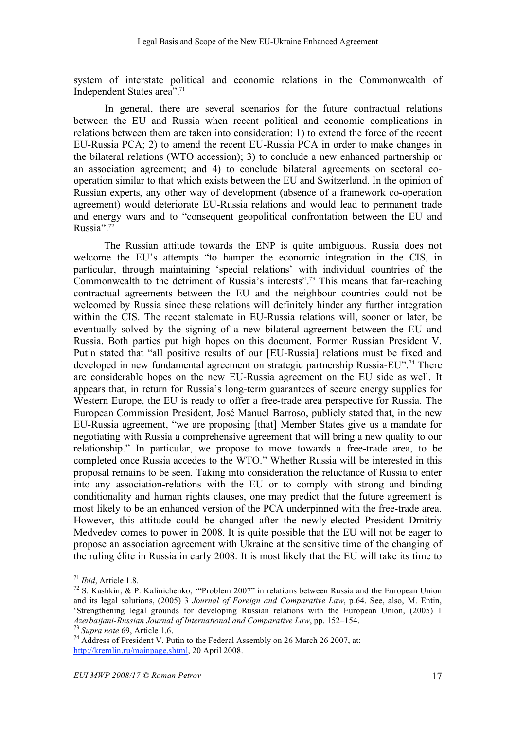system of interstate political and economic relations in the Commonwealth of Independent States area".[71]

In general, there are several scenarios for the future contractual relations between the EU and Russia when recent political and economic complications in relations between them are taken into consideration: 1) to extend the force of the recent EU-Russia PCA; 2) to amend the recent EU-Russia PCA in order to make changes in the bilateral relations (WTO accession); 3) to conclude a new enhanced partnership or an association agreement; and 4) to conclude bilateral agreements on sectoral co-operation similar to that which exists between the EU and Switzerland. In the opinion of Russian experts, any other way of development (absence of a framework co-operation agreement) would deteriorate EU-Russia relations and would lead to permanent trade and energy wars and to "consequent geopolitical confrontation between the EU and Russia".[72]

The Russian attitude towards the ENP is quite ambiguous. Russia does not welcome the EU's attempts "to hamper the economic integration in the CIS, in particular, through maintaining 'special relations' with individual countries of the Commonwealth to the detriment of Russia's interests".[73] This means that far-reaching contractual agreements between the EU and the neighbour countries could not be welcomed by Russia since these relations will definitely hinder any further integration within the CIS. The recent stalemate in EU-Russia relations will, sooner or later, be eventually solved by the signing of a new bilateral agreement between the EU and Russia. Both parties put high hopes on this document. Former Russian President V. Putin stated that "all positive results of our [EU-Russia] relations must be fixed and developed in new fundamental agreement on strategic partnership Russia-EU".[74] There are considerable hopes on the new EU-Russia agreement on the EU side as well. It appears that, in return for Russia's long-term guarantees of secure energy supplies for Western Europe, the EU is ready to offer a free-trade area perspective for Russia. The European Commission President, José Manuel Barroso, publicly stated that, in the new EU-Russia agreement, "we are proposing [that] Member States give us a mandate for negotiating with Russia a comprehensive agreement that will bring a new quality to our relationship." In particular, we propose to move towards a free-trade area, to be completed once Russia accedes to the WTO." Whether Russia will be interested in this proposal remains to be seen. Taking into consideration the reluctance of Russia to enter into any association-relations with the EU or to comply with strong and binding conditionality and human rights clauses, one may predict that the future agreement is most likely to be an enhanced version of the PCA underpinned with the free-trade area. However, this attitude could be changed after the newly-elected President Dmitriy Medvedev comes to power in 2008. It is quite possible that the EU will not be eager to propose an association agreement with Ukraine at the sensitive time of the changing of the ruling élite in Russia in early 2008. It is most likely that the EU will take its time to

---

[71] *Ibid*, Article 1.8.

[72] S. Kashkin, & P. Kalinichenko, '"Problem 2007" in relations between Russia and the European Union and its legal solutions, (2005) 3 *Journal of Foreign and Comparative Law*, p.64. See, also, M. Entin, 'Strengthening legal grounds for developing Russian relations with the European Union, (2005) 1 *Azerbaijani-Russian Journal of International and Comparative Law*, pp. 152–154.

[73] *Supra note* 69, Article 1.6.

[74] Address of President V. Putin to the Federal Assembly on 26 March 26 2007, at: http://kremlin.ru/mainpage.shtml, 20 April 2008.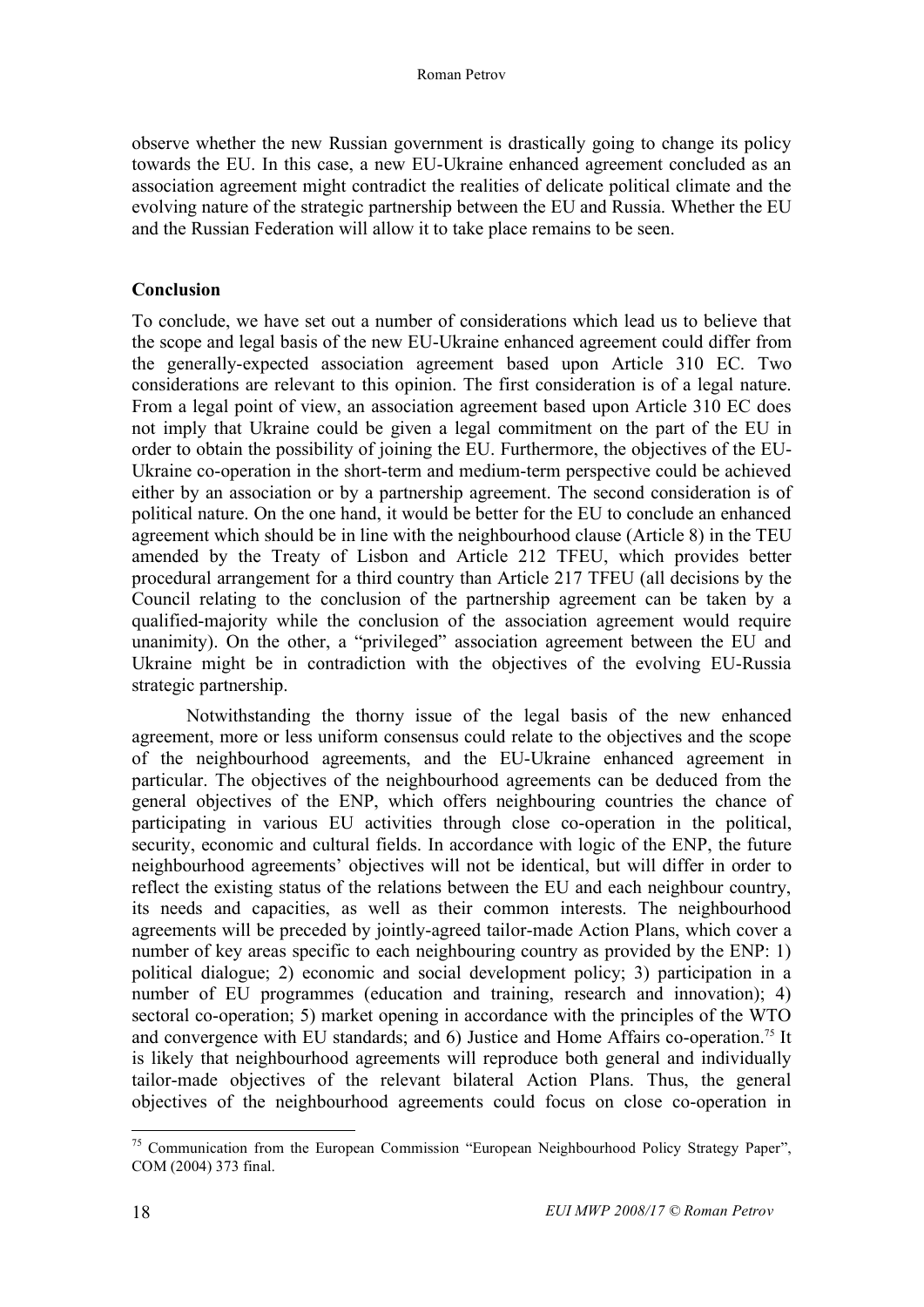observe whether the new Russian government is drastically going to change its policy towards the EU. In this case, a new EU-Ukraine enhanced agreement concluded as an association agreement might contradict the realities of delicate political climate and the evolving nature of the strategic partnership between the EU and Russia. Whether the EU and the Russian Federation will allow it to take place remains to be seen.

## Conclusion

To conclude, we have set out a number of considerations which lead us to believe that the scope and legal basis of the new EU-Ukraine enhanced agreement could differ from the generally-expected association agreement based upon Article 310 EC. Two considerations are relevant to this opinion. The first consideration is of a legal nature. From a legal point of view, an association agreement based upon Article 310 EC does not imply that Ukraine could be given a legal commitment on the part of the EU in order to obtain the possibility of joining the EU. Furthermore, the objectives of the EU-Ukraine co-operation in the short-term and medium-term perspective could be achieved either by an association or by a partnership agreement. The second consideration is of political nature. On the one hand, it would be better for the EU to conclude an enhanced agreement which should be in line with the neighbourhood clause (Article 8) in the TEU amended by the Treaty of Lisbon and Article 212 TFEU, which provides better procedural arrangement for a third country than Article 217 TFEU (all decisions by the Council relating to the conclusion of the partnership agreement can be taken by a qualified-majority while the conclusion of the association agreement would require unanimity). On the other, a "privileged" association agreement between the EU and Ukraine might be in contradiction with the objectives of the evolving EU-Russia strategic partnership.

Notwithstanding the thorny issue of the legal basis of the new enhanced agreement, more or less uniform consensus could relate to the objectives and the scope of the neighbourhood agreements, and the EU-Ukraine enhanced agreement in particular. The objectives of the neighbourhood agreements can be deduced from the general objectives of the ENP, which offers neighbouring countries the chance of participating in various EU activities through close co-operation in the political, security, economic and cultural fields. In accordance with logic of the ENP, the future neighbourhood agreements' objectives will not be identical, but will differ in order to reflect the existing status of the relations between the EU and each neighbour country, its needs and capacities, as well as their common interests. The neighbourhood agreements will be preceded by jointly-agreed tailor-made Action Plans, which cover a number of key areas specific to each neighbouring country as provided by the ENP: 1) political dialogue; 2) economic and social development policy; 3) participation in a number of EU programmes (education and training, research and innovation); 4) sectoral co-operation; 5) market opening in accordance with the principles of the WTO and convergence with EU standards; and 6) Justice and Home Affairs co-operation.[75] It is likely that neighbourhood agreements will reproduce both general and individually tailor-made objectives of the relevant bilateral Action Plans. Thus, the general objectives of the neighbourhood agreements could focus on close co-operation in

[75] Communication from the European Commission "European Neighbourhood Policy Strategy Paper", COM (2004) 373 final.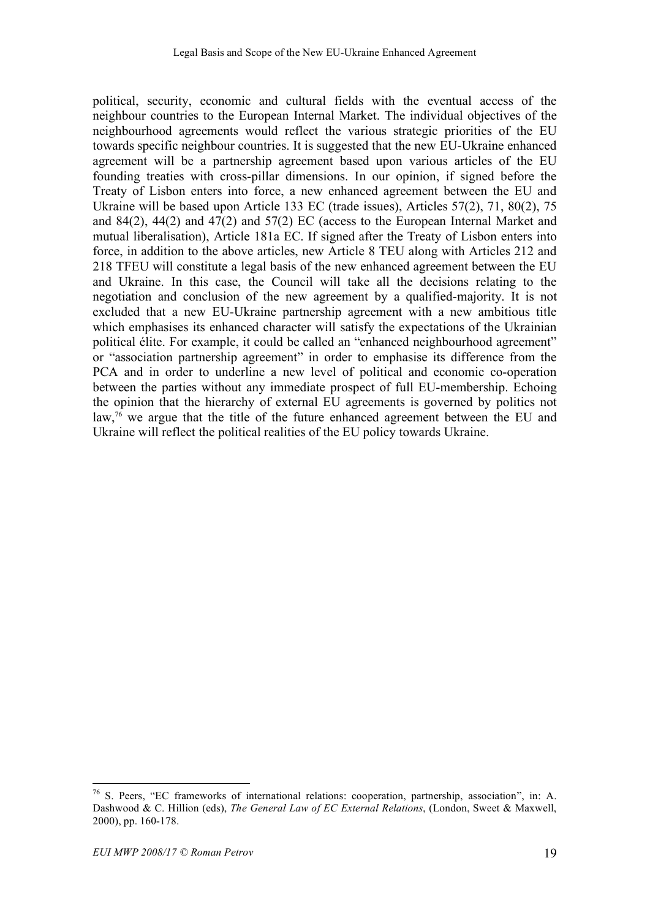political, security, economic and cultural fields with the eventual access of the neighbour countries to the European Internal Market. The individual objectives of the neighbourhood agreements would reflect the various strategic priorities of the EU towards specific neighbour countries. It is suggested that the new EU-Ukraine enhanced agreement will be a partnership agreement based upon various articles of the EU founding treaties with cross-pillar dimensions. In our opinion, if signed before the Treaty of Lisbon enters into force, a new enhanced agreement between the EU and Ukraine will be based upon Article 133 EC (trade issues), Articles 57(2), 71, 80(2), 75 and 84(2), 44(2) and 47(2) and 57(2) EC (access to the European Internal Market and mutual liberalisation), Article 181a EC. If signed after the Treaty of Lisbon enters into force, in addition to the above articles, new Article 8 TEU along with Articles 212 and 218 TFEU will constitute a legal basis of the new enhanced agreement between the EU and Ukraine. In this case, the Council will take all the decisions relating to the negotiation and conclusion of the new agreement by a qualified-majority. It is not excluded that a new EU-Ukraine partnership agreement with a new ambitious title which emphasises its enhanced character will satisfy the expectations of the Ukrainian political élite. For example, it could be called an "enhanced neighbourhood agreement" or "association partnership agreement" in order to emphasise its difference from the PCA and in order to underline a new level of political and economic co-operation between the parties without any immediate prospect of full EU-membership. Echoing the opinion that the hierarchy of external EU agreements is governed by politics not law,[76] we argue that the title of the future enhanced agreement between the EU and Ukraine will reflect the political realities of the EU policy towards Ukraine.

---

[76] S. Peers, "EC frameworks of international relations: cooperation, partnership, association", in: A. Dashwood & C. Hillion (eds), *The General Law of EC External Relations*, (London, Sweet & Maxwell, 2000), pp. 160-178.